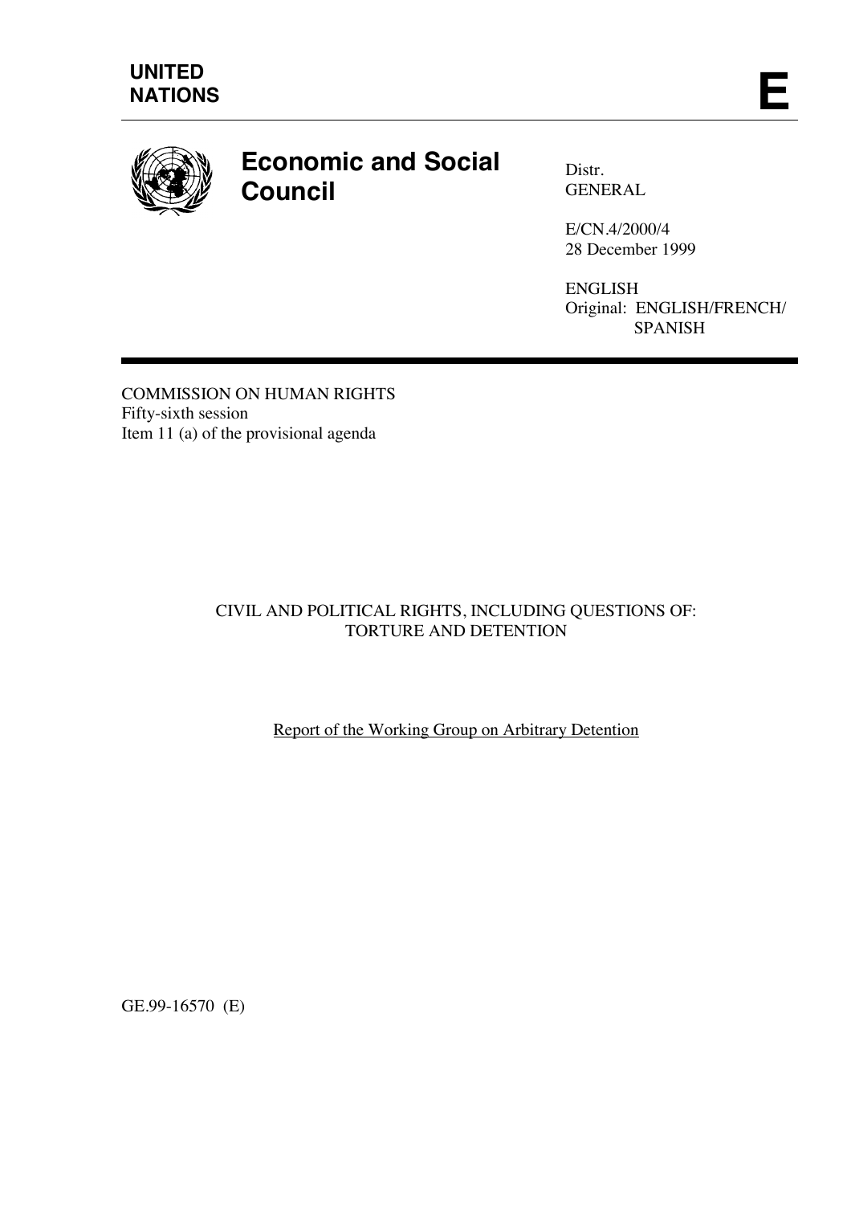**UNITED NATIONS** **E**

# Economic and Social Council

Distr.
GENERAL

E/CN.4/2000/4
28 December 1999

ENGLISH
Original: ENGLISH/FRENCH/SPANISH

COMMISSION ON HUMAN RIGHTS
Fifty-sixth session
Item 11 (a) of the provisional agenda

CIVIL AND POLITICAL RIGHTS, INCLUDING QUESTIONS OF:
TORTURE AND DETENTION

Report of the Working Group on Arbitrary Detention

GE.99-16570 (E)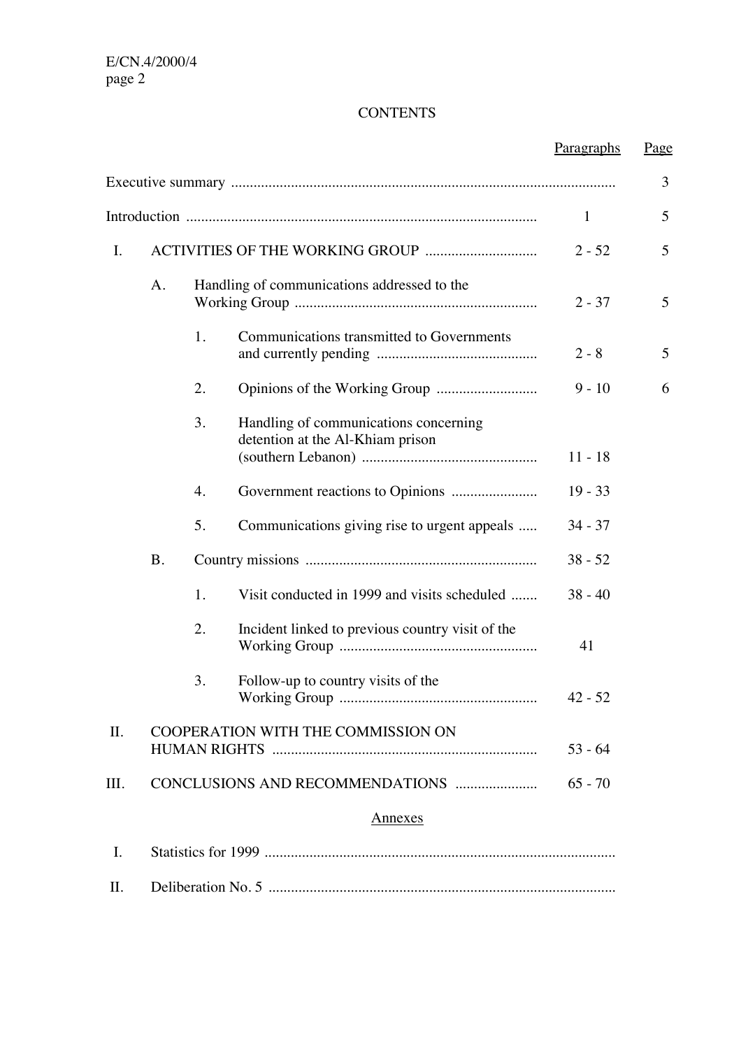# CONTENTS

| | Paragraphs | Page |
|---|---|---|
| Executive summary | | 3 |
| Introduction | 1 | 5 |
| I. ACTIVITIES OF THE WORKING GROUP | 2 - 52 | 5 |
| A. Handling of communications addressed to the Working Group | 2 - 37 | 5 |
| 1. Communications transmitted to Governments and currently pending | 2 - 8 | 5 |
| 2. Opinions of the Working Group | 9 - 10 | 6 |
| 3. Handling of communications concerning detention at the Al-Khiam prison (southern Lebanon) | 11 - 18 | |
| 4. Government reactions to Opinions | 19 - 33 | |
| 5. Communications giving rise to urgent appeals | 34 - 37 | |
| B. Country missions | 38 - 52 | |
| 1. Visit conducted in 1999 and visits scheduled | 38 - 40 | |
| 2. Incident linked to previous country visit of the Working Group | 41 | |
| 3. Follow-up to country visits of the Working Group | 42 - 52 | |
| II. COOPERATION WITH THE COMMISSION ON HUMAN RIGHTS | 53 - 64 | |
| III. CONCLUSIONS AND RECOMMENDATIONS | 65 - 70 | |

Annexes

| | |
|---|---|
| I. | Statistics for 1999 |
| II. | Deliberation No. 5 |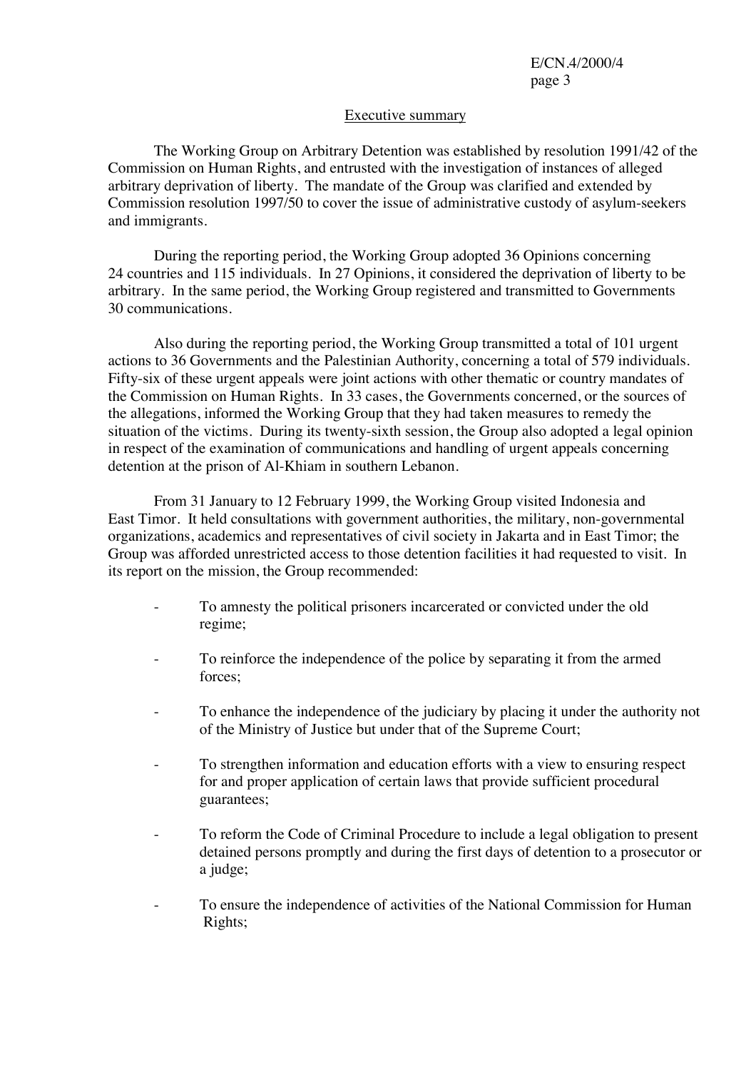## Executive summary

The Working Group on Arbitrary Detention was established by resolution 1991/42 of the Commission on Human Rights, and entrusted with the investigation of instances of alleged arbitrary deprivation of liberty. The mandate of the Group was clarified and extended by Commission resolution 1997/50 to cover the issue of administrative custody of asylum-seekers and immigrants.

During the reporting period, the Working Group adopted 36 Opinions concerning 24 countries and 115 individuals. In 27 Opinions, it considered the deprivation of liberty to be arbitrary. In the same period, the Working Group registered and transmitted to Governments 30 communications.

Also during the reporting period, the Working Group transmitted a total of 101 urgent actions to 36 Governments and the Palestinian Authority, concerning a total of 579 individuals. Fifty-six of these urgent appeals were joint actions with other thematic or country mandates of the Commission on Human Rights. In 33 cases, the Governments concerned, or the sources of the allegations, informed the Working Group that they had taken measures to remedy the situation of the victims. During its twenty-sixth session, the Group also adopted a legal opinion in respect of the examination of communications and handling of urgent appeals concerning detention at the prison of Al-Khiam in southern Lebanon.

From 31 January to 12 February 1999, the Working Group visited Indonesia and East Timor. It held consultations with government authorities, the military, non-governmental organizations, academics and representatives of civil society in Jakarta and in East Timor; the Group was afforded unrestricted access to those detention facilities it had requested to visit. In its report on the mission, the Group recommended:

- To amnesty the political prisoners incarcerated or convicted under the old regime;
- To reinforce the independence of the police by separating it from the armed forces;
- To enhance the independence of the judiciary by placing it under the authority not of the Ministry of Justice but under that of the Supreme Court;
- To strengthen information and education efforts with a view to ensuring respect for and proper application of certain laws that provide sufficient procedural guarantees;
- To reform the Code of Criminal Procedure to include a legal obligation to present detained persons promptly and during the first days of detention to a prosecutor or a judge;
- To ensure the independence of activities of the National Commission for Human Rights;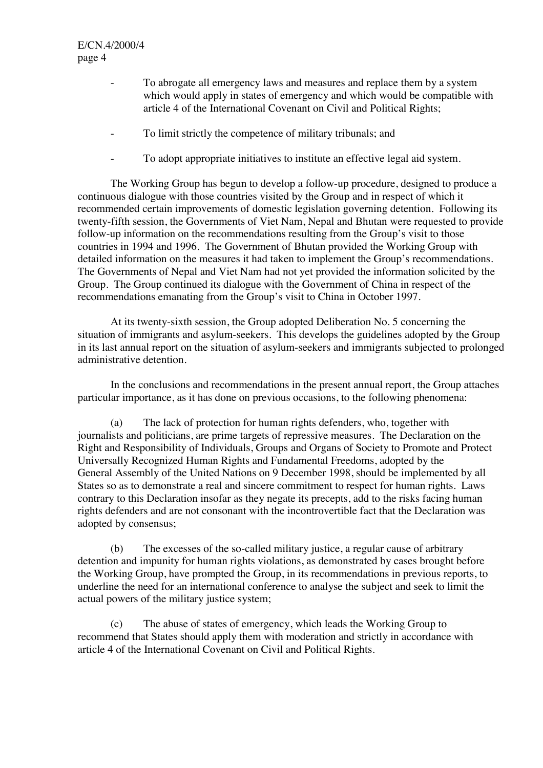- To abrogate all emergency laws and measures and replace them by a system which would apply in states of emergency and which would be compatible with article 4 of the International Covenant on Civil and Political Rights;

- To limit strictly the competence of military tribunals; and

- To adopt appropriate initiatives to institute an effective legal aid system.

The Working Group has begun to develop a follow-up procedure, designed to produce a continuous dialogue with those countries visited by the Group and in respect of which it recommended certain improvements of domestic legislation governing detention. Following its twenty-fifth session, the Governments of Viet Nam, Nepal and Bhutan were requested to provide follow-up information on the recommendations resulting from the Group's visit to those countries in 1994 and 1996. The Government of Bhutan provided the Working Group with detailed information on the measures it had taken to implement the Group's recommendations. The Governments of Nepal and Viet Nam had not yet provided the information solicited by the Group. The Group continued its dialogue with the Government of China in respect of the recommendations emanating from the Group's visit to China in October 1997.

At its twenty-sixth session, the Group adopted Deliberation No. 5 concerning the situation of immigrants and asylum-seekers. This develops the guidelines adopted by the Group in its last annual report on the situation of asylum-seekers and immigrants subjected to prolonged administrative detention.

In the conclusions and recommendations in the present annual report, the Group attaches particular importance, as it has done on previous occasions, to the following phenomena:

(a) The lack of protection for human rights defenders, who, together with journalists and politicians, are prime targets of repressive measures. The Declaration on the Right and Responsibility of Individuals, Groups and Organs of Society to Promote and Protect Universally Recognized Human Rights and Fundamental Freedoms, adopted by the General Assembly of the United Nations on 9 December 1998, should be implemented by all States so as to demonstrate a real and sincere commitment to respect for human rights. Laws contrary to this Declaration insofar as they negate its precepts, add to the risks facing human rights defenders and are not consonant with the incontrovertible fact that the Declaration was adopted by consensus;

(b) The excesses of the so-called military justice, a regular cause of arbitrary detention and impunity for human rights violations, as demonstrated by cases brought before the Working Group, have prompted the Group, in its recommendations in previous reports, to underline the need for an international conference to analyse the subject and seek to limit the actual powers of the military justice system;

(c) The abuse of states of emergency, which leads the Working Group to recommend that States should apply them with moderation and strictly in accordance with article 4 of the International Covenant on Civil and Political Rights.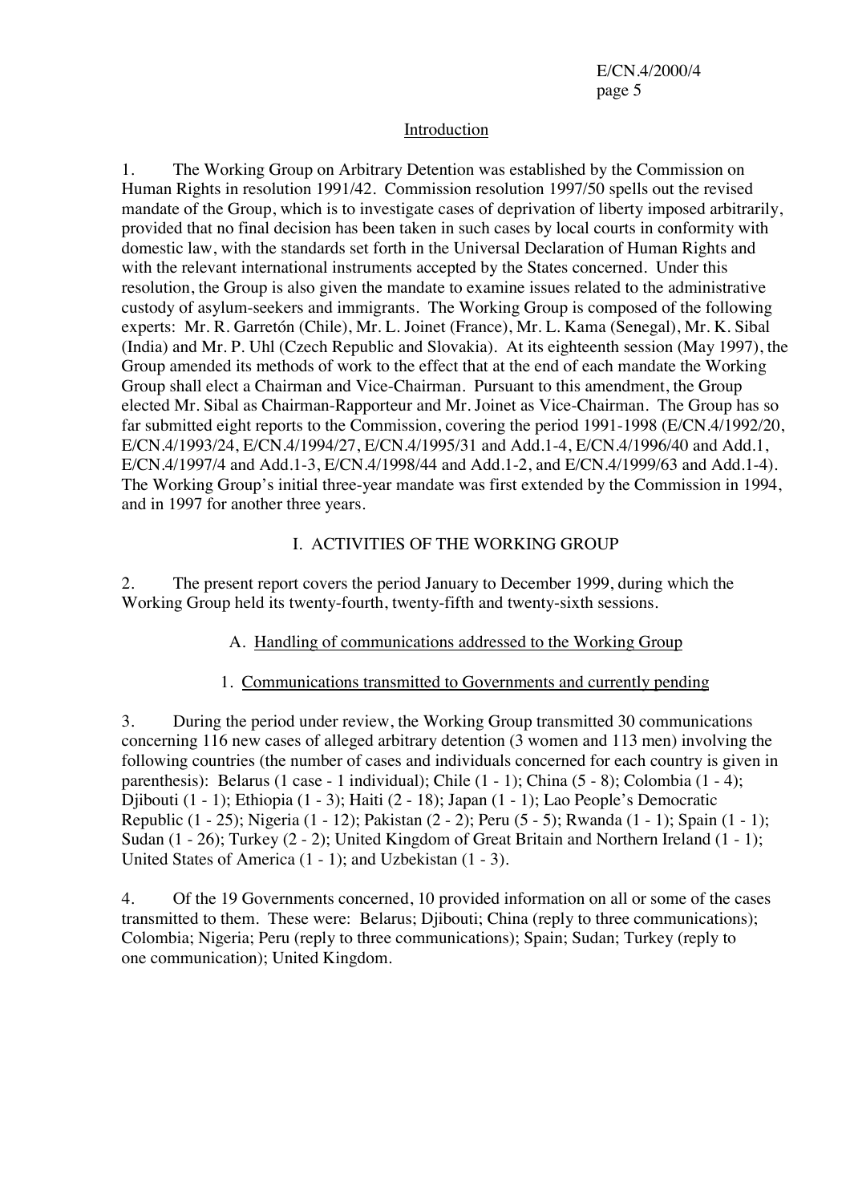## Introduction

1. The Working Group on Arbitrary Detention was established by the Commission on Human Rights in resolution 1991/42. Commission resolution 1997/50 spells out the revised mandate of the Group, which is to investigate cases of deprivation of liberty imposed arbitrarily, provided that no final decision has been taken in such cases by local courts in conformity with domestic law, with the standards set forth in the Universal Declaration of Human Rights and with the relevant international instruments accepted by the States concerned. Under this resolution, the Group is also given the mandate to examine issues related to the administrative custody of asylum-seekers and immigrants. The Working Group is composed of the following experts: Mr. R. Garretón (Chile), Mr. L. Joinet (France), Mr. L. Kama (Senegal), Mr. K. Sibal (India) and Mr. P. Uhl (Czech Republic and Slovakia). At its eighteenth session (May 1997), the Group amended its methods of work to the effect that at the end of each mandate the Working Group shall elect a Chairman and Vice-Chairman. Pursuant to this amendment, the Group elected Mr. Sibal as Chairman-Rapporteur and Mr. Joinet as Vice-Chairman. The Group has so far submitted eight reports to the Commission, covering the period 1991-1998 (E/CN.4/1992/20, E/CN.4/1993/24, E/CN.4/1994/27, E/CN.4/1995/31 and Add.1-4, E/CN.4/1996/40 and Add.1, E/CN.4/1997/4 and Add.1-3, E/CN.4/1998/44 and Add.1-2, and E/CN.4/1999/63 and Add.1-4). The Working Group's initial three-year mandate was first extended by the Commission in 1994, and in 1997 for another three years.

## I. ACTIVITIES OF THE WORKING GROUP

2. The present report covers the period January to December 1999, during which the Working Group held its twenty-fourth, twenty-fifth and twenty-sixth sessions.

### A. Handling of communications addressed to the Working Group

#### 1. Communications transmitted to Governments and currently pending

3. During the period under review, the Working Group transmitted 30 communications concerning 116 new cases of alleged arbitrary detention (3 women and 113 men) involving the following countries (the number of cases and individuals concerned for each country is given in parenthesis): Belarus (1 case - 1 individual); Chile (1 - 1); China (5 - 8); Colombia (1 - 4); Djibouti (1 - 1); Ethiopia (1 - 3); Haiti (2 - 18); Japan (1 - 1); Lao People's Democratic Republic (1 - 25); Nigeria (1 - 12); Pakistan (2 - 2); Peru (5 - 5); Rwanda (1 - 1); Spain (1 - 1); Sudan (1 - 26); Turkey (2 - 2); United Kingdom of Great Britain and Northern Ireland (1 - 1); United States of America (1 - 1); and Uzbekistan (1 - 3).

4. Of the 19 Governments concerned, 10 provided information on all or some of the cases transmitted to them. These were: Belarus; Djibouti; China (reply to three communications); Colombia; Nigeria; Peru (reply to three communications); Spain; Sudan; Turkey (reply to one communication); United Kingdom.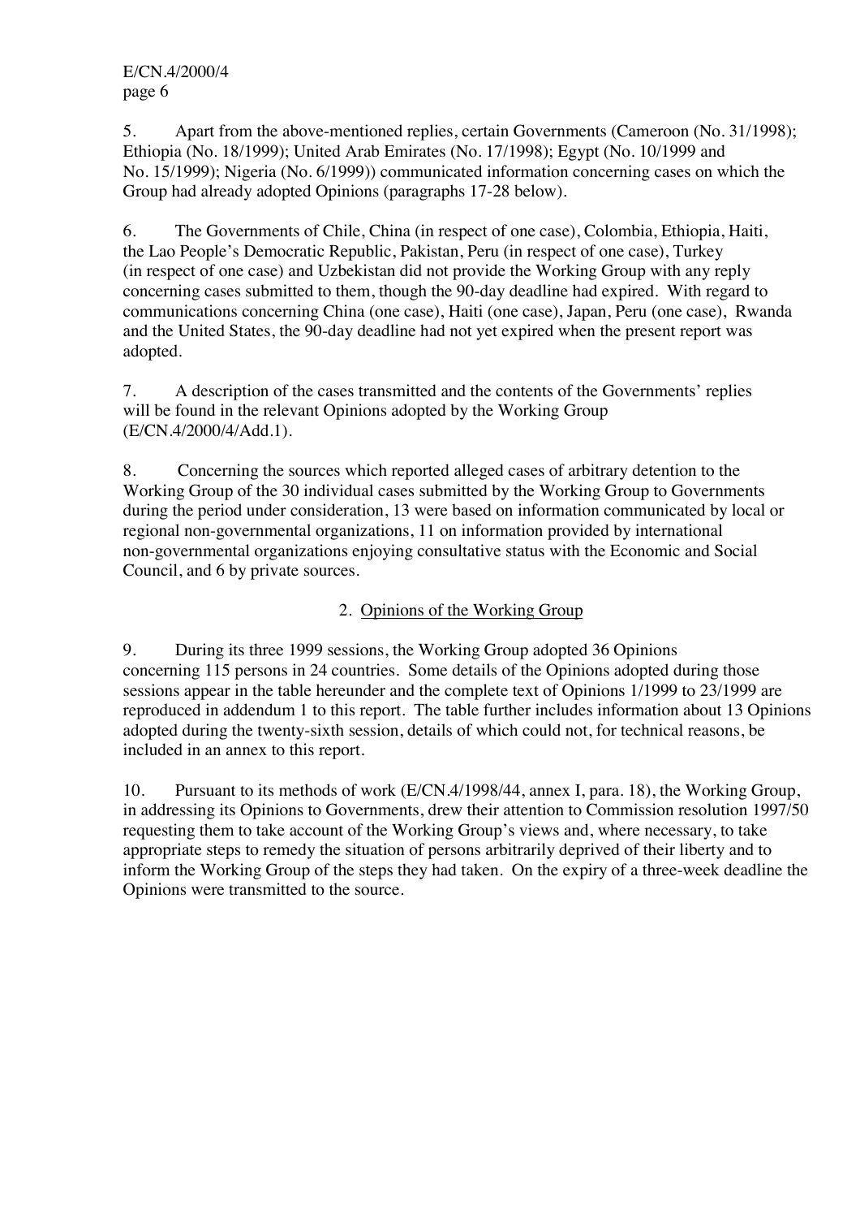5. Apart from the above-mentioned replies, certain Governments (Cameroon (No. 31/1998); Ethiopia (No. 18/1999); United Arab Emirates (No. 17/1998); Egypt (No. 10/1999 and No. 15/1999); Nigeria (No. 6/1999)) communicated information concerning cases on which the Group had already adopted Opinions (paragraphs 17-28 below).

6. The Governments of Chile, China (in respect of one case), Colombia, Ethiopia, Haiti, the Lao People's Democratic Republic, Pakistan, Peru (in respect of one case), Turkey (in respect of one case) and Uzbekistan did not provide the Working Group with any reply concerning cases submitted to them, though the 90-day deadline had expired. With regard to communications concerning China (one case), Haiti (one case), Japan, Peru (one case), Rwanda and the United States, the 90-day deadline had not yet expired when the present report was adopted.

7. A description of the cases transmitted and the contents of the Governments' replies will be found in the relevant Opinions adopted by the Working Group (E/CN.4/2000/4/Add.1).

8. Concerning the sources which reported alleged cases of arbitrary detention to the Working Group of the 30 individual cases submitted by the Working Group to Governments during the period under consideration, 13 were based on information communicated by local or regional non-governmental organizations, 11 on information provided by international non-governmental organizations enjoying consultative status with the Economic and Social Council, and 6 by private sources.

## 2. Opinions of the Working Group

9. During its three 1999 sessions, the Working Group adopted 36 Opinions concerning 115 persons in 24 countries. Some details of the Opinions adopted during those sessions appear in the table hereunder and the complete text of Opinions 1/1999 to 23/1999 are reproduced in addendum 1 to this report. The table further includes information about 13 Opinions adopted during the twenty-sixth session, details of which could not, for technical reasons, be included in an annex to this report.

10. Pursuant to its methods of work (E/CN.4/1998/44, annex I, para. 18), the Working Group, in addressing its Opinions to Governments, drew their attention to Commission resolution 1997/50 requesting them to take account of the Working Group's views and, where necessary, to take appropriate steps to remedy the situation of persons arbitrarily deprived of their liberty and to inform the Working Group of the steps they had taken. On the expiry of a three-week deadline the Opinions were transmitted to the source.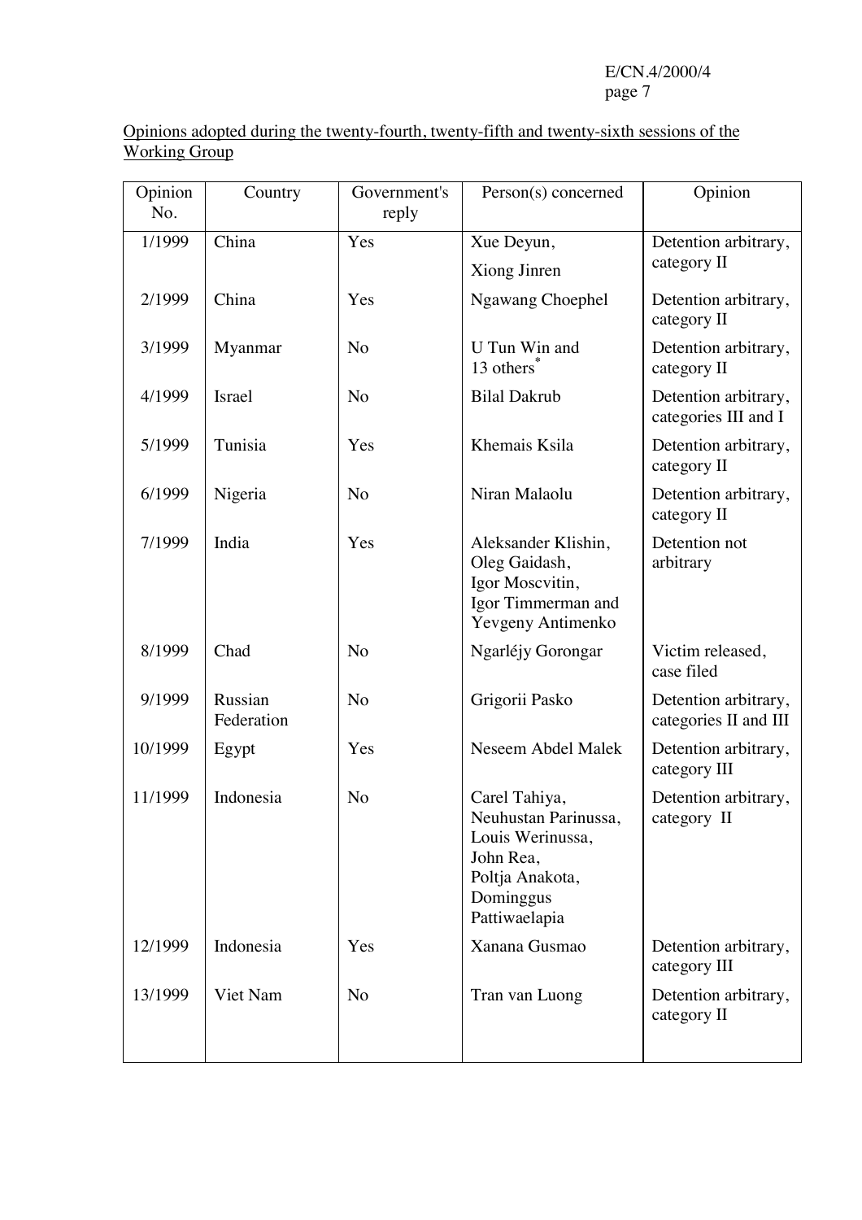Opinions adopted during the twenty-fourth, twenty-fifth and twenty-sixth sessions of the Working Group

| Opinion No. | Country | Government's reply | Person(s) concerned | Opinion |
|---|---|---|---|---|
| 1/1999 | China | Yes | Xue Deyun, Xiong Jinren | Detention arbitrary, category II |
| 2/1999 | China | Yes | Ngawang Choephel | Detention arbitrary, category II |
| 3/1999 | Myanmar | No | U Tun Win and 13 others* | Detention arbitrary, category II |
| 4/1999 | Israel | No | Bilal Dakrub | Detention arbitrary, categories III and I |
| 5/1999 | Tunisia | Yes | Khemais Ksila | Detention arbitrary, category II |
| 6/1999 | Nigeria | No | Niran Malaolu | Detention arbitrary, category II |
| 7/1999 | India | Yes | Aleksander Klishin, Oleg Gaidash, Igor Moscvitin, Igor Timmerman and Yevgeny Antimenko | Detention not arbitrary |
| 8/1999 | Chad | No | Ngarléjy Gorongar | Victim released, case filed |
| 9/1999 | Russian Federation | No | Grigorii Pasko | Detention arbitrary, categories II and III |
| 10/1999 | Egypt | Yes | Neseem Abdel Malek | Detention arbitrary, category III |
| 11/1999 | Indonesia | No | Carel Tahiya, Neuhustan Parinussa, Louis Werinussa, John Rea, Poltja Anakota, Dominggus Pattiwaelapia | Detention arbitrary, category II |
| 12/1999 | Indonesia | Yes | Xanana Gusmao | Detention arbitrary, category III |
| 13/1999 | Viet Nam | No | Tran van Luong | Detention arbitrary, category II |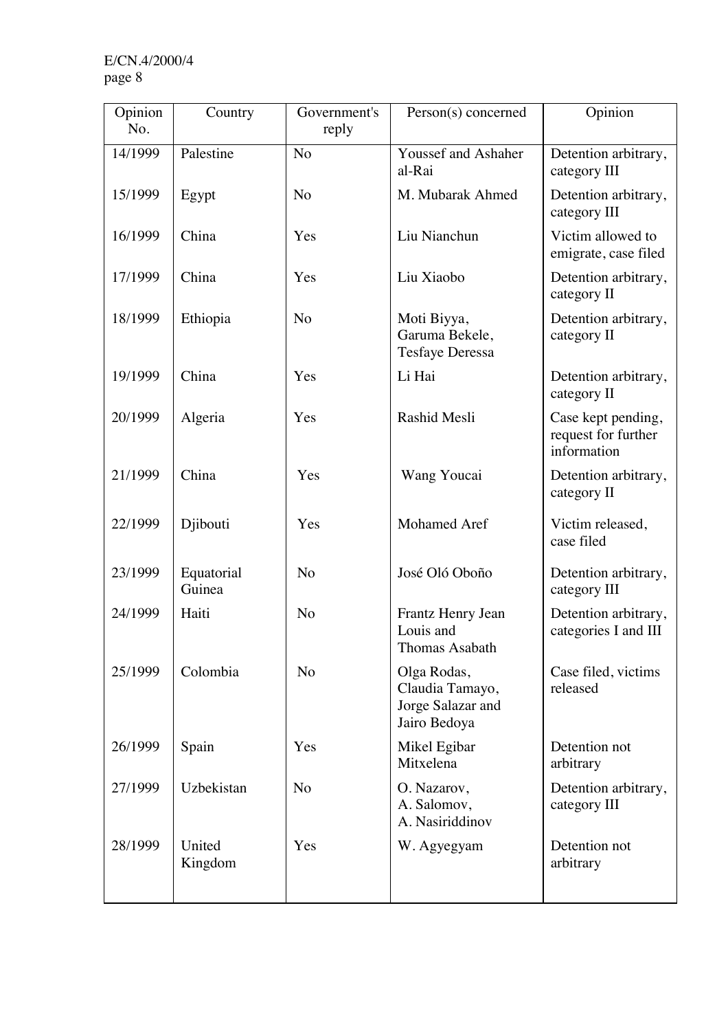| Opinion No. | Country | Government's reply | Person(s) concerned | Opinion |
|---|---|---|---|---|
| 14/1999 | Palestine | No | Youssef and Ashaher al-Rai | Detention arbitrary, category III |
| 15/1999 | Egypt | No | M. Mubarak Ahmed | Detention arbitrary, category III |
| 16/1999 | China | Yes | Liu Nianchun | Victim allowed to emigrate, case filed |
| 17/1999 | China | Yes | Liu Xiaobo | Detention arbitrary, category II |
| 18/1999 | Ethiopia | No | Moti Biyya, Garuma Bekele, Tesfaye Deressa | Detention arbitrary, category II |
| 19/1999 | China | Yes | Li Hai | Detention arbitrary, category II |
| 20/1999 | Algeria | Yes | Rashid Mesli | Case kept pending, request for further information |
| 21/1999 | China | Yes | Wang Youcai | Detention arbitrary, category II |
| 22/1999 | Djibouti | Yes | Mohamed Aref | Victim released, case filed |
| 23/1999 | Equatorial Guinea | No | José Oló Oboño | Detention arbitrary, category III |
| 24/1999 | Haiti | No | Frantz Henry Jean Louis and Thomas Asabath | Detention arbitrary, categories I and III |
| 25/1999 | Colombia | No | Olga Rodas, Claudia Tamayo, Jorge Salazar and Jairo Bedoya | Case filed, victims released |
| 26/1999 | Spain | Yes | Mikel Egibar Mitxelena | Detention not arbitrary |
| 27/1999 | Uzbekistan | No | O. Nazarov, A. Salomov, A. Nasiriddinov | Detention arbitrary, category III |
| 28/1999 | United Kingdom | Yes | W. Agyegyam | Detention not arbitrary |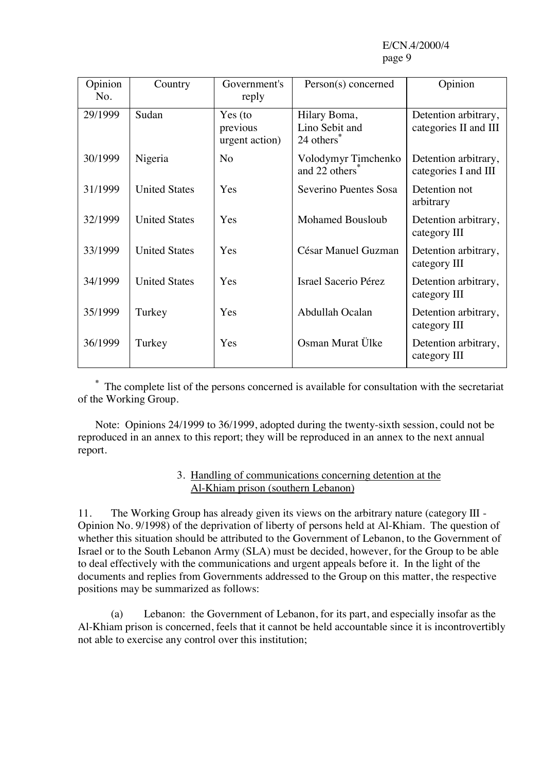| Opinion No. | Country | Government's reply | Person(s) concerned | Opinion |
|---|---|---|---|---|
| 29/1999 | Sudan | Yes (to previous urgent action) | Hilary Boma, Lino Sebit and 24 others* | Detention arbitrary, categories II and III |
| 30/1999 | Nigeria | No | Volodymyr Timchenko and 22 others* | Detention arbitrary, categories I and III |
| 31/1999 | United States | Yes | Severino Puentes Sosa | Detention not arbitrary |
| 32/1999 | United States | Yes | Mohamed Bousloub | Detention arbitrary, category III |
| 33/1999 | United States | Yes | César Manuel Guzman | Detention arbitrary, category III |
| 34/1999 | United States | Yes | Israel Sacerio Pérez | Detention arbitrary, category III |
| 35/1999 | Turkey | Yes | Abdullah Ocalan | Detention arbitrary, category III |
| 36/1999 | Turkey | Yes | Osman Murat Ülke | Detention arbitrary, category III |

* The complete list of the persons concerned is available for consultation with the secretariat of the Working Group.

Note: Opinions 24/1999 to 36/1999, adopted during the twenty-sixth session, could not be reproduced in an annex to this report; they will be reproduced in an annex to the next annual report.

### 3. Handling of communications concerning detention at the Al-Khiam prison (southern Lebanon)

11. The Working Group has already given its views on the arbitrary nature (category III - Opinion No. 9/1998) of the deprivation of liberty of persons held at Al-Khiam. The question of whether this situation should be attributed to the Government of Lebanon, to the Government of Israel or to the South Lebanon Army (SLA) must be decided, however, for the Group to be able to deal effectively with the communications and urgent appeals before it. In the light of the documents and replies from Governments addressed to the Group on this matter, the respective positions may be summarized as follows:

(a) Lebanon: the Government of Lebanon, for its part, and especially insofar as the Al-Khiam prison is concerned, feels that it cannot be held accountable since it is incontrovertibly not able to exercise any control over this institution;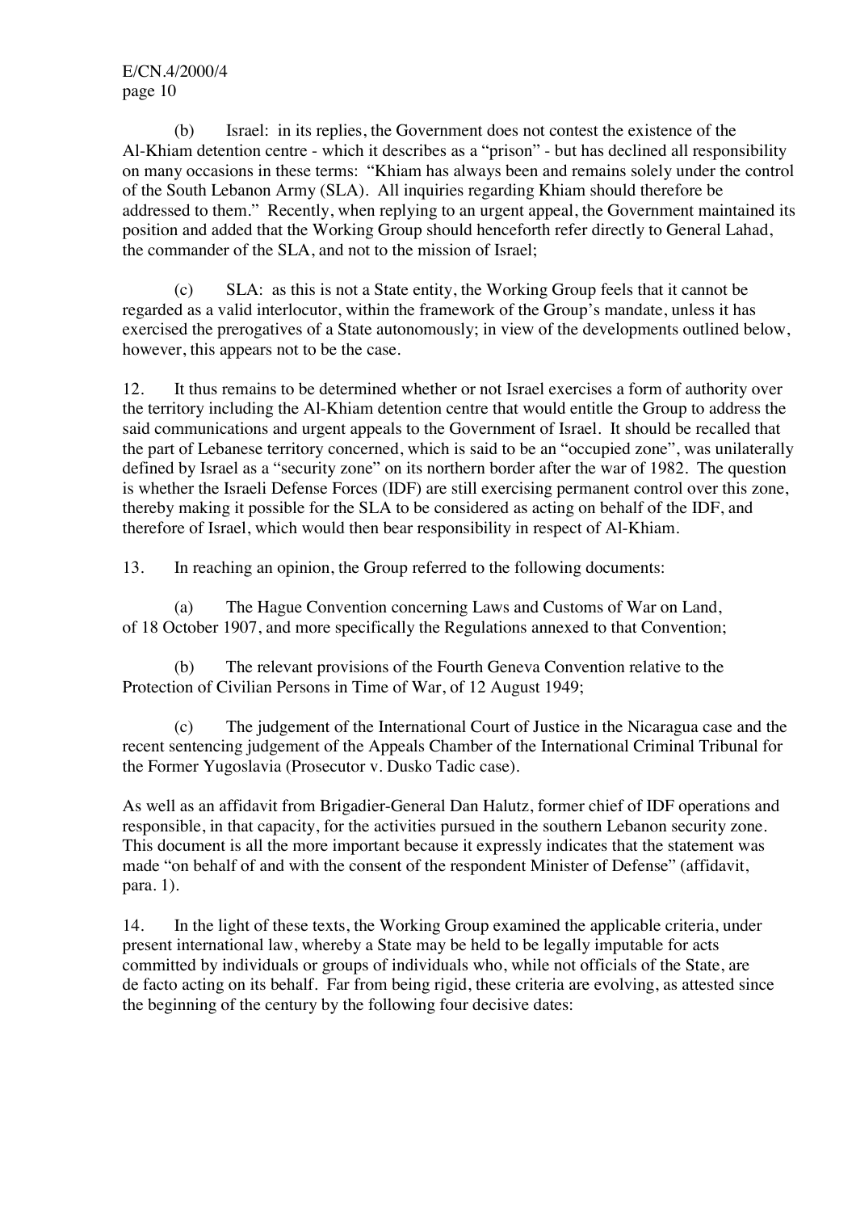(b) Israel: in its replies, the Government does not contest the existence of the Al-Khiam detention centre - which it describes as a "prison" - but has declined all responsibility on many occasions in these terms: "Khiam has always been and remains solely under the control of the South Lebanon Army (SLA). All inquiries regarding Khiam should therefore be addressed to them." Recently, when replying to an urgent appeal, the Government maintained its position and added that the Working Group should henceforth refer directly to General Lahad, the commander of the SLA, and not to the mission of Israel;

(c) SLA: as this is not a State entity, the Working Group feels that it cannot be regarded as a valid interlocutor, within the framework of the Group's mandate, unless it has exercised the prerogatives of a State autonomously; in view of the developments outlined below, however, this appears not to be the case.

12. It thus remains to be determined whether or not Israel exercises a form of authority over the territory including the Al-Khiam detention centre that would entitle the Group to address the said communications and urgent appeals to the Government of Israel. It should be recalled that the part of Lebanese territory concerned, which is said to be an "occupied zone", was unilaterally defined by Israel as a "security zone" on its northern border after the war of 1982. The question is whether the Israeli Defense Forces (IDF) are still exercising permanent control over this zone, thereby making it possible for the SLA to be considered as acting on behalf of the IDF, and therefore of Israel, which would then bear responsibility in respect of Al-Khiam.

13. In reaching an opinion, the Group referred to the following documents:

(a) The Hague Convention concerning Laws and Customs of War on Land, of 18 October 1907, and more specifically the Regulations annexed to that Convention;

(b) The relevant provisions of the Fourth Geneva Convention relative to the Protection of Civilian Persons in Time of War, of 12 August 1949;

(c) The judgement of the International Court of Justice in the Nicaragua case and the recent sentencing judgement of the Appeals Chamber of the International Criminal Tribunal for the Former Yugoslavia (Prosecutor v. Dusko Tadic case).

As well as an affidavit from Brigadier-General Dan Halutz, former chief of IDF operations and responsible, in that capacity, for the activities pursued in the southern Lebanon security zone. This document is all the more important because it expressly indicates that the statement was made "on behalf of and with the consent of the respondent Minister of Defense" (affidavit, para. 1).

14. In the light of these texts, the Working Group examined the applicable criteria, under present international law, whereby a State may be held to be legally imputable for acts committed by individuals or groups of individuals who, while not officials of the State, are de facto acting on its behalf. Far from being rigid, these criteria are evolving, as attested since the beginning of the century by the following four decisive dates: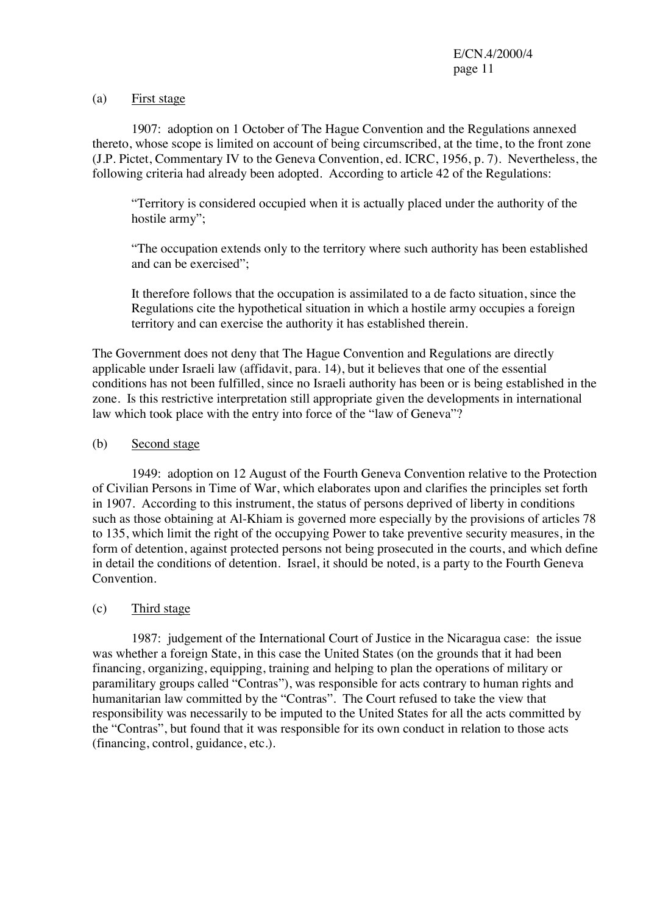(a) First stage

1907: adoption on 1 October of The Hague Convention and the Regulations annexed thereto, whose scope is limited on account of being circumscribed, at the time, to the front zone (J.P. Pictet, Commentary IV to the Geneva Convention, ed. ICRC, 1956, p. 7). Nevertheless, the following criteria had already been adopted. According to article 42 of the Regulations:

> "Territory is considered occupied when it is actually placed under the authority of the hostile army";
>
> "The occupation extends only to the territory where such authority has been established and can be exercised";
>
> It therefore follows that the occupation is assimilated to a de facto situation, since the Regulations cite the hypothetical situation in which a hostile army occupies a foreign territory and can exercise the authority it has established therein.

The Government does not deny that The Hague Convention and Regulations are directly applicable under Israeli law (affidavit, para. 14), but it believes that one of the essential conditions has not been fulfilled, since no Israeli authority has been or is being established in the zone. Is this restrictive interpretation still appropriate given the developments in international law which took place with the entry into force of the "law of Geneva"?

(b) Second stage

1949: adoption on 12 August of the Fourth Geneva Convention relative to the Protection of Civilian Persons in Time of War, which elaborates upon and clarifies the principles set forth in 1907. According to this instrument, the status of persons deprived of liberty in conditions such as those obtaining at Al-Khiam is governed more especially by the provisions of articles 78 to 135, which limit the right of the occupying Power to take preventive security measures, in the form of detention, against protected persons not being prosecuted in the courts, and which define in detail the conditions of detention. Israel, it should be noted, is a party to the Fourth Geneva Convention.

(c) Third stage

1987: judgement of the International Court of Justice in the Nicaragua case: the issue was whether a foreign State, in this case the United States (on the grounds that it had been financing, organizing, equipping, training and helping to plan the operations of military or paramilitary groups called "Contras"), was responsible for acts contrary to human rights and humanitarian law committed by the "Contras". The Court refused to take the view that responsibility was necessarily to be imputed to the United States for all the acts committed by the "Contras", but found that it was responsible for its own conduct in relation to those acts (financing, control, guidance, etc.).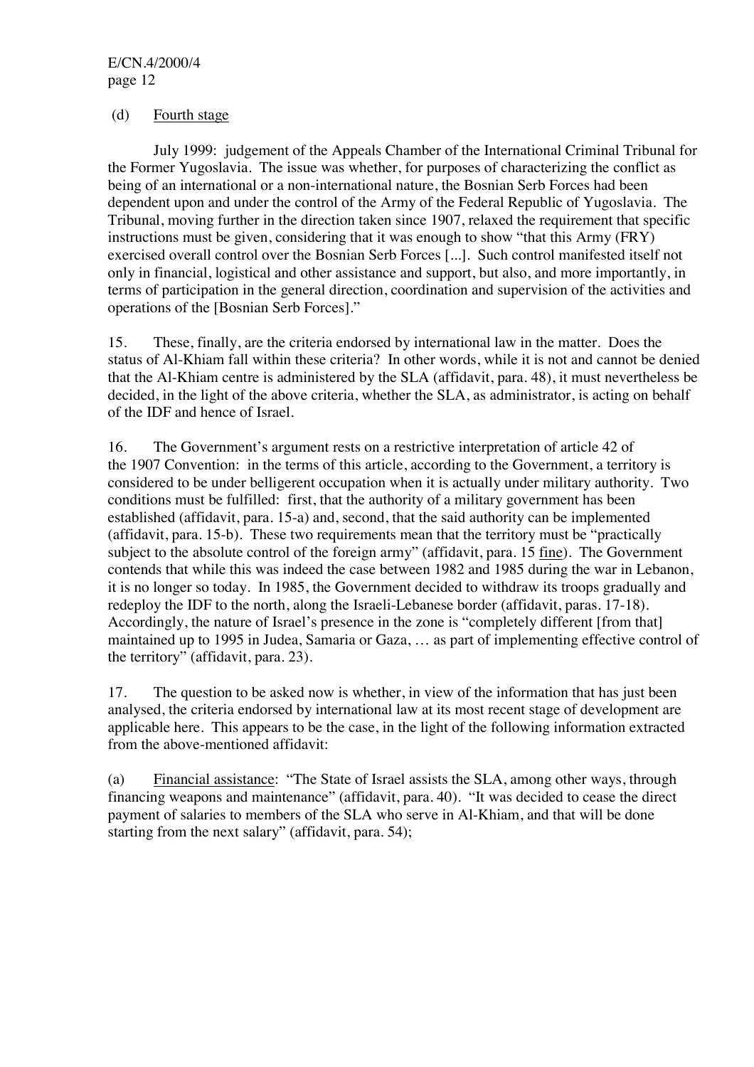(d) Fourth stage

July 1999: judgement of the Appeals Chamber of the International Criminal Tribunal for the Former Yugoslavia. The issue was whether, for purposes of characterizing the conflict as being of an international or a non-international nature, the Bosnian Serb Forces had been dependent upon and under the control of the Army of the Federal Republic of Yugoslavia. The Tribunal, moving further in the direction taken since 1907, relaxed the requirement that specific instructions must be given, considering that it was enough to show "that this Army (FRY) exercised overall control over the Bosnian Serb Forces [...]. Such control manifested itself not only in financial, logistical and other assistance and support, but also, and more importantly, in terms of participation in the general direction, coordination and supervision of the activities and operations of the [Bosnian Serb Forces]."

15. These, finally, are the criteria endorsed by international law in the matter. Does the status of Al-Khiam fall within these criteria? In other words, while it is not and cannot be denied that the Al-Khiam centre is administered by the SLA (affidavit, para. 48), it must nevertheless be decided, in the light of the above criteria, whether the SLA, as administrator, is acting on behalf of the IDF and hence of Israel.

16. The Government's argument rests on a restrictive interpretation of article 42 of the 1907 Convention: in the terms of this article, according to the Government, a territory is considered to be under belligerent occupation when it is actually under military authority. Two conditions must be fulfilled: first, that the authority of a military government has been established (affidavit, para. 15-a) and, second, that the said authority can be implemented (affidavit, para. 15-b). These two requirements mean that the territory must be "practically subject to the absolute control of the foreign army" (affidavit, para. 15 fine). The Government contends that while this was indeed the case between 1982 and 1985 during the war in Lebanon, it is no longer so today. In 1985, the Government decided to withdraw its troops gradually and redeploy the IDF to the north, along the Israeli-Lebanese border (affidavit, paras. 17-18). Accordingly, the nature of Israel's presence in the zone is "completely different [from that] maintained up to 1995 in Judea, Samaria or Gaza, … as part of implementing effective control of the territory" (affidavit, para. 23).

17. The question to be asked now is whether, in view of the information that has just been analysed, the criteria endorsed by international law at its most recent stage of development are applicable here. This appears to be the case, in the light of the following information extracted from the above-mentioned affidavit:

(a) Financial assistance: "The State of Israel assists the SLA, among other ways, through financing weapons and maintenance" (affidavit, para. 40). "It was decided to cease the direct payment of salaries to members of the SLA who serve in Al-Khiam, and that will be done starting from the next salary" (affidavit, para. 54);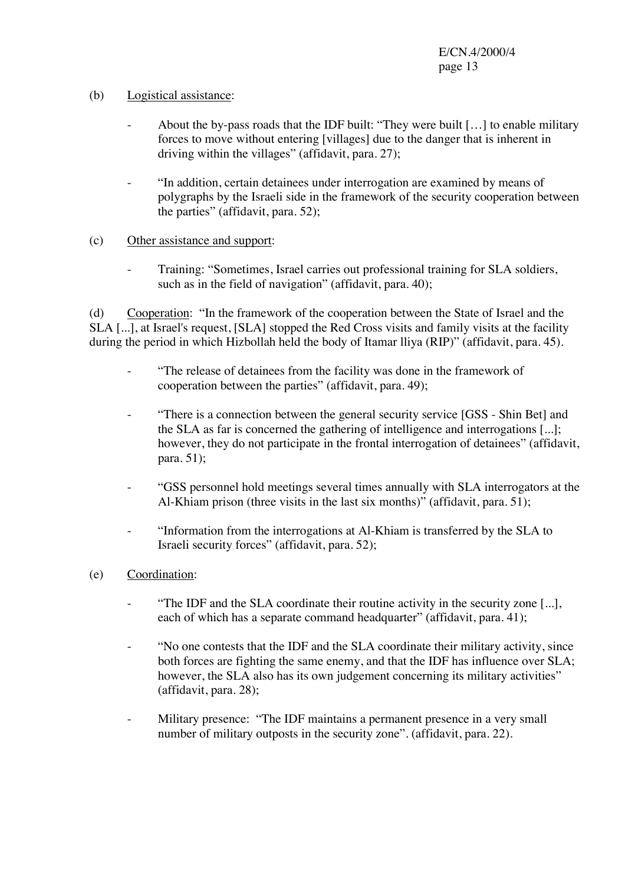(b) Logistical assistance:

- About the by-pass roads that the IDF built: “They were built […] to enable military forces to move without entering [villages] due to the danger that is inherent in driving within the villages” (affidavit, para. 27);

- “In addition, certain detainees under interrogation are examined by means of polygraphs by the Israeli side in the framework of the security cooperation between the parties” (affidavit, para. 52);

(c) Other assistance and support:

- Training: “Sometimes, Israel carries out professional training for SLA soldiers, such as in the field of navigation” (affidavit, para. 40);

(d) Cooperation: “In the framework of the cooperation between the State of Israel and the SLA [...], at Israel's request, [SLA] stopped the Red Cross visits and family visits at the facility during the period in which Hizbollah held the body of Itamar lliya (RIP)” (affidavit, para. 45).

- “The release of detainees from the facility was done in the framework of cooperation between the parties” (affidavit, para. 49);

- “There is a connection between the general security service [GSS - Shin Bet] and the SLA as far is concerned the gathering of intelligence and interrogations [...]; however, they do not participate in the frontal interrogation of detainees” (affidavit, para. 51);

- “GSS personnel hold meetings several times annually with SLA interrogators at the Al-Khiam prison (three visits in the last six months)” (affidavit, para. 51);

- “Information from the interrogations at Al-Khiam is transferred by the SLA to Israeli security forces” (affidavit, para. 52);

(e) Coordination:

- “The IDF and the SLA coordinate their routine activity in the security zone [...], each of which has a separate command headquarter” (affidavit, para. 41);

- “No one contests that the IDF and the SLA coordinate their military activity, since both forces are fighting the same enemy, and that the IDF has influence over SLA; however, the SLA also has its own judgement concerning its military activities” (affidavit, para. 28);

- Military presence: “The IDF maintains a permanent presence in a very small number of military outposts in the security zone”. (affidavit, para. 22).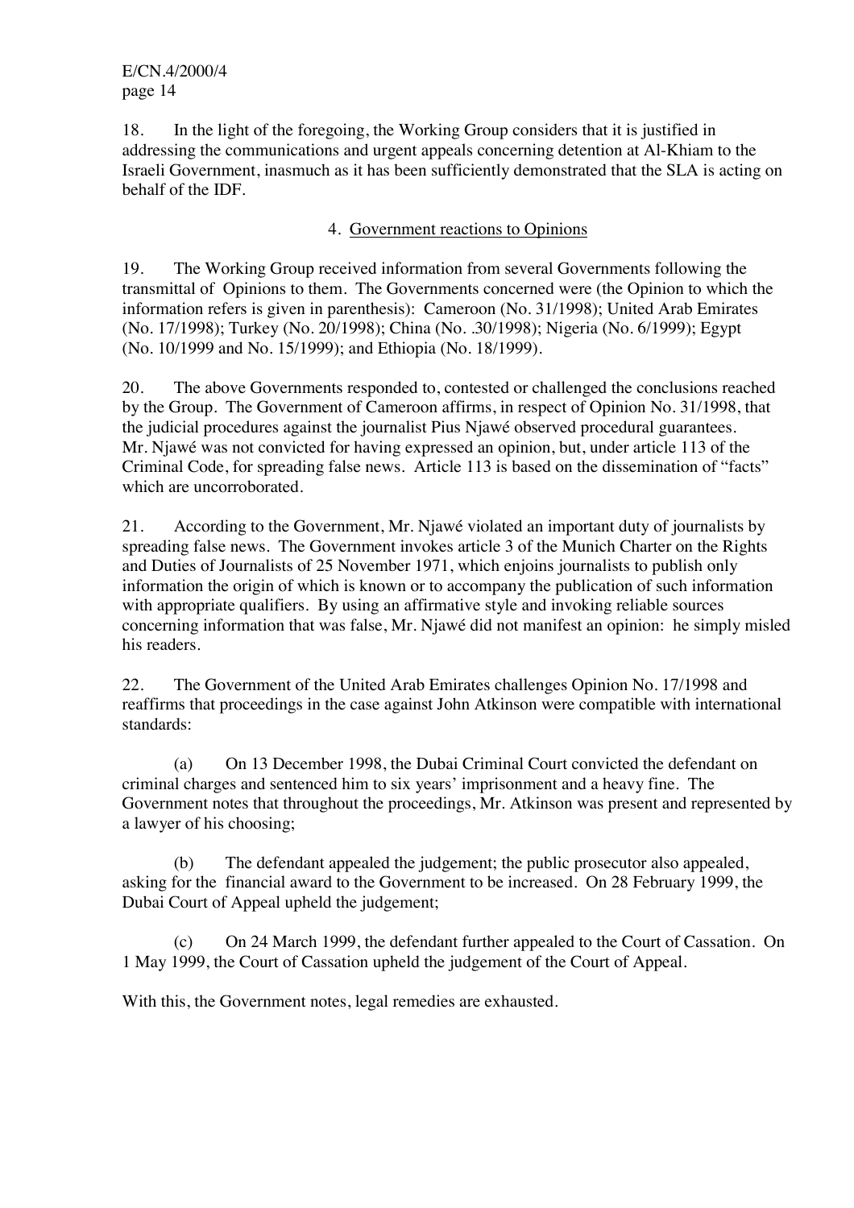18. In the light of the foregoing, the Working Group considers that it is justified in addressing the communications and urgent appeals concerning detention at Al-Khiam to the Israeli Government, inasmuch as it has been sufficiently demonstrated that the SLA is acting on behalf of the IDF.

### 4. Government reactions to Opinions

19. The Working Group received information from several Governments following the transmittal of Opinions to them. The Governments concerned were (the Opinion to which the information refers is given in parenthesis): Cameroon (No. 31/1998); United Arab Emirates (No. 17/1998); Turkey (No. 20/1998); China (No. .30/1998); Nigeria (No. 6/1999); Egypt (No. 10/1999 and No. 15/1999); and Ethiopia (No. 18/1999).

20. The above Governments responded to, contested or challenged the conclusions reached by the Group. The Government of Cameroon affirms, in respect of Opinion No. 31/1998, that the judicial procedures against the journalist Pius Njawé observed procedural guarantees. Mr. Njawé was not convicted for having expressed an opinion, but, under article 113 of the Criminal Code, for spreading false news. Article 113 is based on the dissemination of "facts" which are uncorroborated.

21. According to the Government, Mr. Njawé violated an important duty of journalists by spreading false news. The Government invokes article 3 of the Munich Charter on the Rights and Duties of Journalists of 25 November 1971, which enjoins journalists to publish only information the origin of which is known or to accompany the publication of such information with appropriate qualifiers. By using an affirmative style and invoking reliable sources concerning information that was false, Mr. Njawé did not manifest an opinion: he simply misled his readers.

22. The Government of the United Arab Emirates challenges Opinion No. 17/1998 and reaffirms that proceedings in the case against John Atkinson were compatible with international standards:

(a) On 13 December 1998, the Dubai Criminal Court convicted the defendant on criminal charges and sentenced him to six years' imprisonment and a heavy fine. The Government notes that throughout the proceedings, Mr. Atkinson was present and represented by a lawyer of his choosing;

(b) The defendant appealed the judgement; the public prosecutor also appealed, asking for the financial award to the Government to be increased. On 28 February 1999, the Dubai Court of Appeal upheld the judgement;

(c) On 24 March 1999, the defendant further appealed to the Court of Cassation. On 1 May 1999, the Court of Cassation upheld the judgement of the Court of Appeal.

With this, the Government notes, legal remedies are exhausted.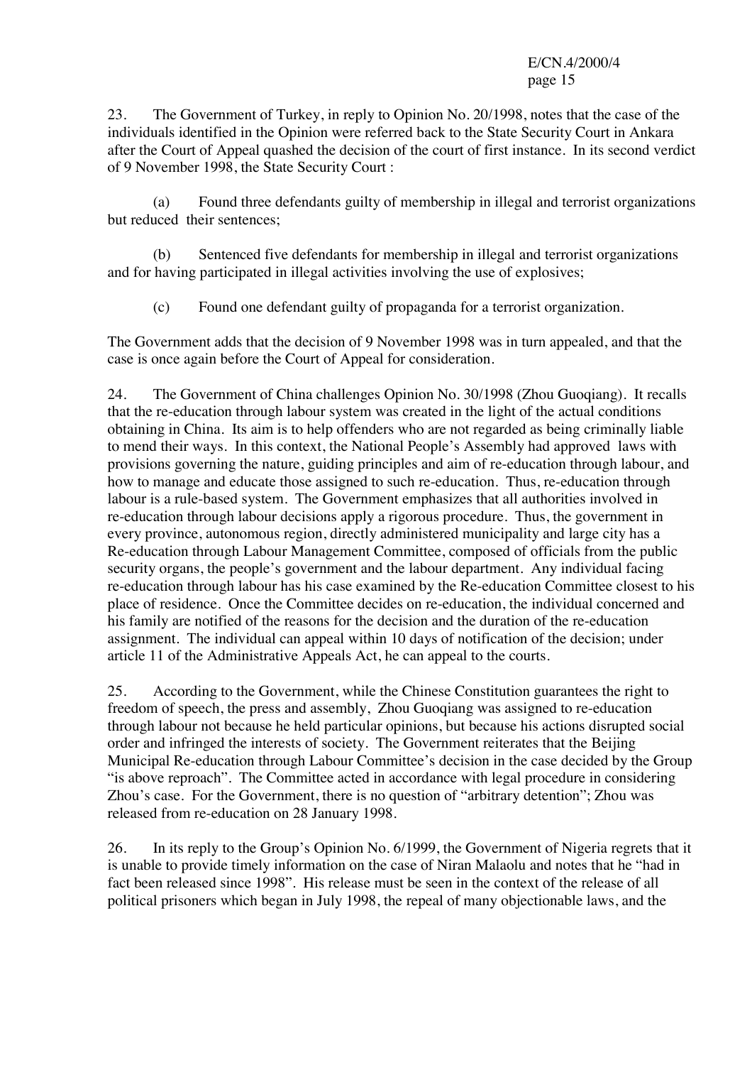23. The Government of Turkey, in reply to Opinion No. 20/1998, notes that the case of the individuals identified in the Opinion were referred back to the State Security Court in Ankara after the Court of Appeal quashed the decision of the court of first instance. In its second verdict of 9 November 1998, the State Security Court :

(a) Found three defendants guilty of membership in illegal and terrorist organizations but reduced their sentences;

(b) Sentenced five defendants for membership in illegal and terrorist organizations and for having participated in illegal activities involving the use of explosives;

(c) Found one defendant guilty of propaganda for a terrorist organization.

The Government adds that the decision of 9 November 1998 was in turn appealed, and that the case is once again before the Court of Appeal for consideration.

24. The Government of China challenges Opinion No. 30/1998 (Zhou Guoqiang). It recalls that the re-education through labour system was created in the light of the actual conditions obtaining in China. Its aim is to help offenders who are not regarded as being criminally liable to mend their ways. In this context, the National People's Assembly had approved laws with provisions governing the nature, guiding principles and aim of re-education through labour, and how to manage and educate those assigned to such re-education. Thus, re-education through labour is a rule-based system. The Government emphasizes that all authorities involved in re-education through labour decisions apply a rigorous procedure. Thus, the government in every province, autonomous region, directly administered municipality and large city has a Re-education through Labour Management Committee, composed of officials from the public security organs, the people's government and the labour department. Any individual facing re-education through labour has his case examined by the Re-education Committee closest to his place of residence. Once the Committee decides on re-education, the individual concerned and his family are notified of the reasons for the decision and the duration of the re-education assignment. The individual can appeal within 10 days of notification of the decision; under article 11 of the Administrative Appeals Act, he can appeal to the courts.

25. According to the Government, while the Chinese Constitution guarantees the right to freedom of speech, the press and assembly, Zhou Guoqiang was assigned to re-education through labour not because he held particular opinions, but because his actions disrupted social order and infringed the interests of society. The Government reiterates that the Beijing Municipal Re-education through Labour Committee's decision in the case decided by the Group "is above reproach". The Committee acted in accordance with legal procedure in considering Zhou's case. For the Government, there is no question of "arbitrary detention"; Zhou was released from re-education on 28 January 1998.

26. In its reply to the Group's Opinion No. 6/1999, the Government of Nigeria regrets that it is unable to provide timely information on the case of Niran Malaolu and notes that he "had in fact been released since 1998". His release must be seen in the context of the release of all political prisoners which began in July 1998, the repeal of many objectionable laws, and the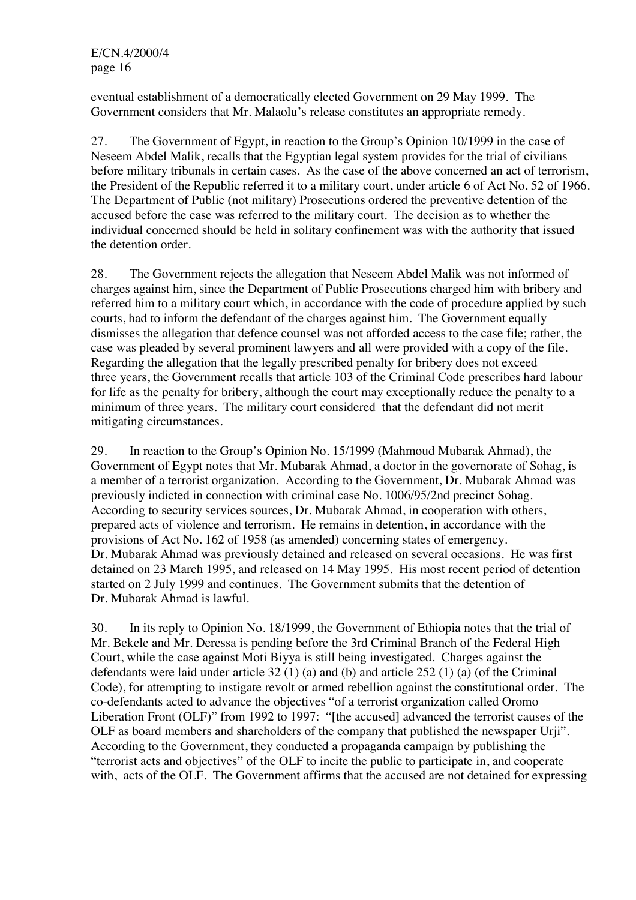eventual establishment of a democratically elected Government on 29 May 1999. The Government considers that Mr. Malaolu's release constitutes an appropriate remedy.

27. The Government of Egypt, in reaction to the Group's Opinion 10/1999 in the case of Neseem Abdel Malik, recalls that the Egyptian legal system provides for the trial of civilians before military tribunals in certain cases. As the case of the above concerned an act of terrorism, the President of the Republic referred it to a military court, under article 6 of Act No. 52 of 1966. The Department of Public (not military) Prosecutions ordered the preventive detention of the accused before the case was referred to the military court. The decision as to whether the individual concerned should be held in solitary confinement was with the authority that issued the detention order.

28. The Government rejects the allegation that Neseem Abdel Malik was not informed of charges against him, since the Department of Public Prosecutions charged him with bribery and referred him to a military court which, in accordance with the code of procedure applied by such courts, had to inform the defendant of the charges against him. The Government equally dismisses the allegation that defence counsel was not afforded access to the case file; rather, the case was pleaded by several prominent lawyers and all were provided with a copy of the file. Regarding the allegation that the legally prescribed penalty for bribery does not exceed three years, the Government recalls that article 103 of the Criminal Code prescribes hard labour for life as the penalty for bribery, although the court may exceptionally reduce the penalty to a minimum of three years. The military court considered that the defendant did not merit mitigating circumstances.

29. In reaction to the Group's Opinion No. 15/1999 (Mahmoud Mubarak Ahmad), the Government of Egypt notes that Mr. Mubarak Ahmad, a doctor in the governorate of Sohag, is a member of a terrorist organization. According to the Government, Dr. Mubarak Ahmad was previously indicted in connection with criminal case No. 1006/95/2nd precinct Sohag. According to security services sources, Dr. Mubarak Ahmad, in cooperation with others, prepared acts of violence and terrorism. He remains in detention, in accordance with the provisions of Act No. 162 of 1958 (as amended) concerning states of emergency. Dr. Mubarak Ahmad was previously detained and released on several occasions. He was first detained on 23 March 1995, and released on 14 May 1995. His most recent period of detention started on 2 July 1999 and continues. The Government submits that the detention of Dr. Mubarak Ahmad is lawful.

30. In its reply to Opinion No. 18/1999, the Government of Ethiopia notes that the trial of Mr. Bekele and Mr. Deressa is pending before the 3rd Criminal Branch of the Federal High Court, while the case against Moti Biyya is still being investigated. Charges against the defendants were laid under article 32 (1) (a) and (b) and article 252 (1) (a) (of the Criminal Code), for attempting to instigate revolt or armed rebellion against the constitutional order. The co-defendants acted to advance the objectives "of a terrorist organization called Oromo Liberation Front (OLF)" from 1992 to 1997: "[the accused] advanced the terrorist causes of the OLF as board members and shareholders of the company that published the newspaper Urji". According to the Government, they conducted a propaganda campaign by publishing the "terrorist acts and objectives" of the OLF to incite the public to participate in, and cooperate with, acts of the OLF. The Government affirms that the accused are not detained for expressing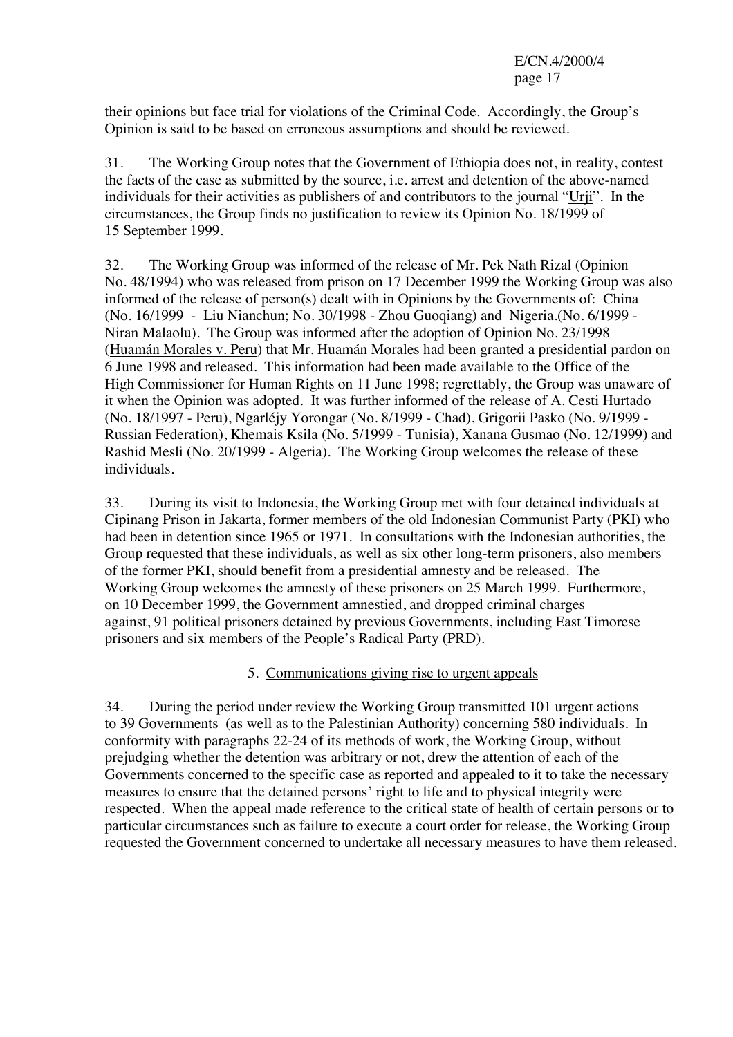their opinions but face trial for violations of the Criminal Code. Accordingly, the Group's Opinion is said to be based on erroneous assumptions and should be reviewed.

31. The Working Group notes that the Government of Ethiopia does not, in reality, contest the facts of the case as submitted by the source, i.e. arrest and detention of the above-named individuals for their activities as publishers of and contributors to the journal "Urji". In the circumstances, the Group finds no justification to review its Opinion No. 18/1999 of 15 September 1999.

32. The Working Group was informed of the release of Mr. Pek Nath Rizal (Opinion No. 48/1994) who was released from prison on 17 December 1999 the Working Group was also informed of the release of person(s) dealt with in Opinions by the Governments of: China (No. 16/1999 - Liu Nianchun; No. 30/1998 - Zhou Guoqiang) and Nigeria.(No. 6/1999 - Niran Malaolu). The Group was informed after the adoption of Opinion No. 23/1998 (Huamán Morales v. Peru) that Mr. Huamán Morales had been granted a presidential pardon on 6 June 1998 and released. This information had been made available to the Office of the High Commissioner for Human Rights on 11 June 1998; regrettably, the Group was unaware of it when the Opinion was adopted. It was further informed of the release of A. Cesti Hurtado (No. 18/1997 - Peru), Ngarléjy Yorongar (No. 8/1999 - Chad), Grigorii Pasko (No. 9/1999 - Russian Federation), Khemais Ksila (No. 5/1999 - Tunisia), Xanana Gusmao (No. 12/1999) and Rashid Mesli (No. 20/1999 - Algeria). The Working Group welcomes the release of these individuals.

33. During its visit to Indonesia, the Working Group met with four detained individuals at Cipinang Prison in Jakarta, former members of the old Indonesian Communist Party (PKI) who had been in detention since 1965 or 1971. In consultations with the Indonesian authorities, the Group requested that these individuals, as well as six other long-term prisoners, also members of the former PKI, should benefit from a presidential amnesty and be released. The Working Group welcomes the amnesty of these prisoners on 25 March 1999. Furthermore, on 10 December 1999, the Government amnestied, and dropped criminal charges against, 91 political prisoners detained by previous Governments, including East Timorese prisoners and six members of the People's Radical Party (PRD).

## 5. Communications giving rise to urgent appeals

34. During the period under review the Working Group transmitted 101 urgent actions to 39 Governments (as well as to the Palestinian Authority) concerning 580 individuals. In conformity with paragraphs 22-24 of its methods of work, the Working Group, without prejudging whether the detention was arbitrary or not, drew the attention of each of the Governments concerned to the specific case as reported and appealed to it to take the necessary measures to ensure that the detained persons' right to life and to physical integrity were respected. When the appeal made reference to the critical state of health of certain persons or to particular circumstances such as failure to execute a court order for release, the Working Group requested the Government concerned to undertake all necessary measures to have them released.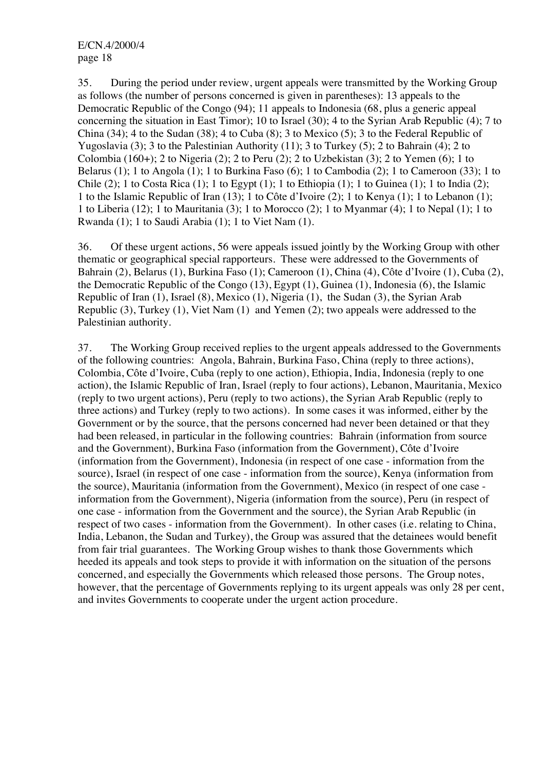35. During the period under review, urgent appeals were transmitted by the Working Group as follows (the number of persons concerned is given in parentheses): 13 appeals to the Democratic Republic of the Congo (94); 11 appeals to Indonesia (68, plus a generic appeal concerning the situation in East Timor); 10 to Israel (30); 4 to the Syrian Arab Republic (4); 7 to China (34); 4 to the Sudan (38); 4 to Cuba (8); 3 to Mexico (5); 3 to the Federal Republic of Yugoslavia (3); 3 to the Palestinian Authority (11); 3 to Turkey (5); 2 to Bahrain (4); 2 to Colombia (160+); 2 to Nigeria (2); 2 to Peru (2); 2 to Uzbekistan (3); 2 to Yemen (6); 1 to Belarus (1); 1 to Angola (1); 1 to Burkina Faso (6); 1 to Cambodia (2); 1 to Cameroon (33); 1 to Chile (2); 1 to Costa Rica (1); 1 to Egypt (1); 1 to Ethiopia (1); 1 to Guinea (1); 1 to India (2); 1 to the Islamic Republic of Iran (13); 1 to Côte d'Ivoire (2); 1 to Kenya (1); 1 to Lebanon (1); 1 to Liberia (12); 1 to Mauritania (3); 1 to Morocco (2); 1 to Myanmar (4); 1 to Nepal (1); 1 to Rwanda (1); 1 to Saudi Arabia (1); 1 to Viet Nam (1).

36. Of these urgent actions, 56 were appeals issued jointly by the Working Group with other thematic or geographical special rapporteurs. These were addressed to the Governments of Bahrain (2), Belarus (1), Burkina Faso (1); Cameroon (1), China (4), Côte d'Ivoire (1), Cuba (2), the Democratic Republic of the Congo (13), Egypt (1), Guinea (1), Indonesia (6), the Islamic Republic of Iran (1), Israel (8), Mexico (1), Nigeria (1), the Sudan (3), the Syrian Arab Republic (3), Turkey (1), Viet Nam (1) and Yemen (2); two appeals were addressed to the Palestinian authority.

37. The Working Group received replies to the urgent appeals addressed to the Governments of the following countries: Angola, Bahrain, Burkina Faso, China (reply to three actions), Colombia, Côte d'Ivoire, Cuba (reply to one action), Ethiopia, India, Indonesia (reply to one action), the Islamic Republic of Iran, Israel (reply to four actions), Lebanon, Mauritania, Mexico (reply to two urgent actions), Peru (reply to two actions), the Syrian Arab Republic (reply to three actions) and Turkey (reply to two actions). In some cases it was informed, either by the Government or by the source, that the persons concerned had never been detained or that they had been released, in particular in the following countries: Bahrain (information from source and the Government), Burkina Faso (information from the Government), Côte d'Ivoire (information from the Government), Indonesia (in respect of one case - information from the source), Israel (in respect of one case - information from the source), Kenya (information from the source), Mauritania (information from the Government), Mexico (in respect of one case - information from the Government), Nigeria (information from the source), Peru (in respect of one case - information from the Government and the source), the Syrian Arab Republic (in respect of two cases - information from the Government). In other cases (i.e. relating to China, India, Lebanon, the Sudan and Turkey), the Group was assured that the detainees would benefit from fair trial guarantees. The Working Group wishes to thank those Governments which heeded its appeals and took steps to provide it with information on the situation of the persons concerned, and especially the Governments which released those persons. The Group notes, however, that the percentage of Governments replying to its urgent appeals was only 28 per cent, and invites Governments to cooperate under the urgent action procedure.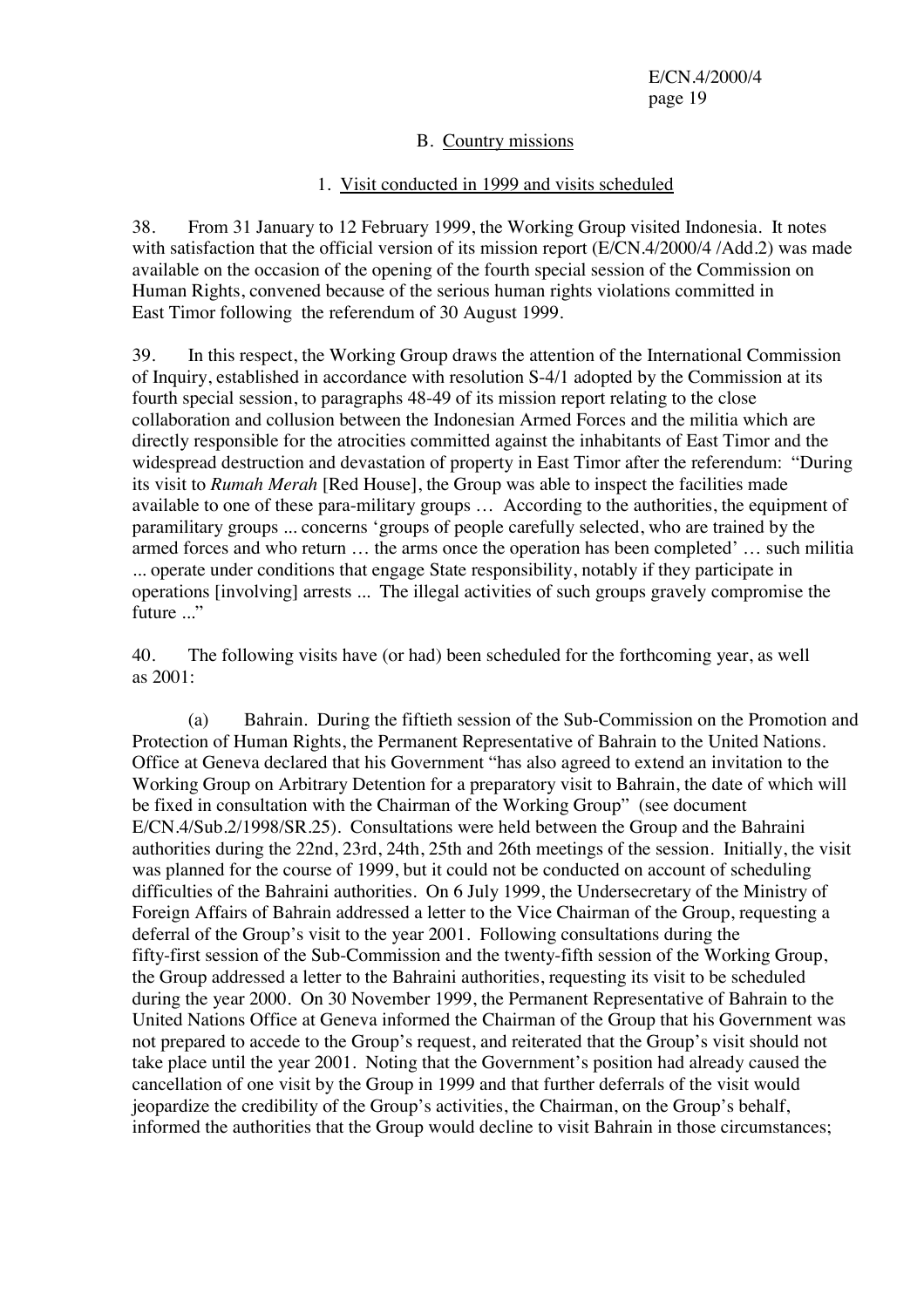## B. Country missions

### 1. Visit conducted in 1999 and visits scheduled

38. From 31 January to 12 February 1999, the Working Group visited Indonesia. It notes with satisfaction that the official version of its mission report (E/CN.4/2000/4 /Add.2) was made available on the occasion of the opening of the fourth special session of the Commission on Human Rights, convened because of the serious human rights violations committed in East Timor following the referendum of 30 August 1999.

39. In this respect, the Working Group draws the attention of the International Commission of Inquiry, established in accordance with resolution S-4/1 adopted by the Commission at its fourth special session, to paragraphs 48-49 of its mission report relating to the close collaboration and collusion between the Indonesian Armed Forces and the militia which are directly responsible for the atrocities committed against the inhabitants of East Timor and the widespread destruction and devastation of property in East Timor after the referendum: "During its visit to *Rumah Merah* [Red House], the Group was able to inspect the facilities made available to one of these para-military groups … According to the authorities, the equipment of paramilitary groups ... concerns 'groups of people carefully selected, who are trained by the armed forces and who return … the arms once the operation has been completed' … such militia ... operate under conditions that engage State responsibility, notably if they participate in operations [involving] arrests ... The illegal activities of such groups gravely compromise the future ..."

40. The following visits have (or had) been scheduled for the forthcoming year, as well as 2001:

(a) Bahrain. During the fiftieth session of the Sub-Commission on the Promotion and Protection of Human Rights, the Permanent Representative of Bahrain to the United Nations. Office at Geneva declared that his Government "has also agreed to extend an invitation to the Working Group on Arbitrary Detention for a preparatory visit to Bahrain, the date of which will be fixed in consultation with the Chairman of the Working Group" (see document E/CN.4/Sub.2/1998/SR.25). Consultations were held between the Group and the Bahraini authorities during the 22nd, 23rd, 24th, 25th and 26th meetings of the session. Initially, the visit was planned for the course of 1999, but it could not be conducted on account of scheduling difficulties of the Bahraini authorities. On 6 July 1999, the Undersecretary of the Ministry of Foreign Affairs of Bahrain addressed a letter to the Vice Chairman of the Group, requesting a deferral of the Group's visit to the year 2001. Following consultations during the fifty-first session of the Sub-Commission and the twenty-fifth session of the Working Group, the Group addressed a letter to the Bahraini authorities, requesting its visit to be scheduled during the year 2000. On 30 November 1999, the Permanent Representative of Bahrain to the United Nations Office at Geneva informed the Chairman of the Group that his Government was not prepared to accede to the Group's request, and reiterated that the Group's visit should not take place until the year 2001. Noting that the Government's position had already caused the cancellation of one visit by the Group in 1999 and that further deferrals of the visit would jeopardize the credibility of the Group's activities, the Chairman, on the Group's behalf, informed the authorities that the Group would decline to visit Bahrain in those circumstances;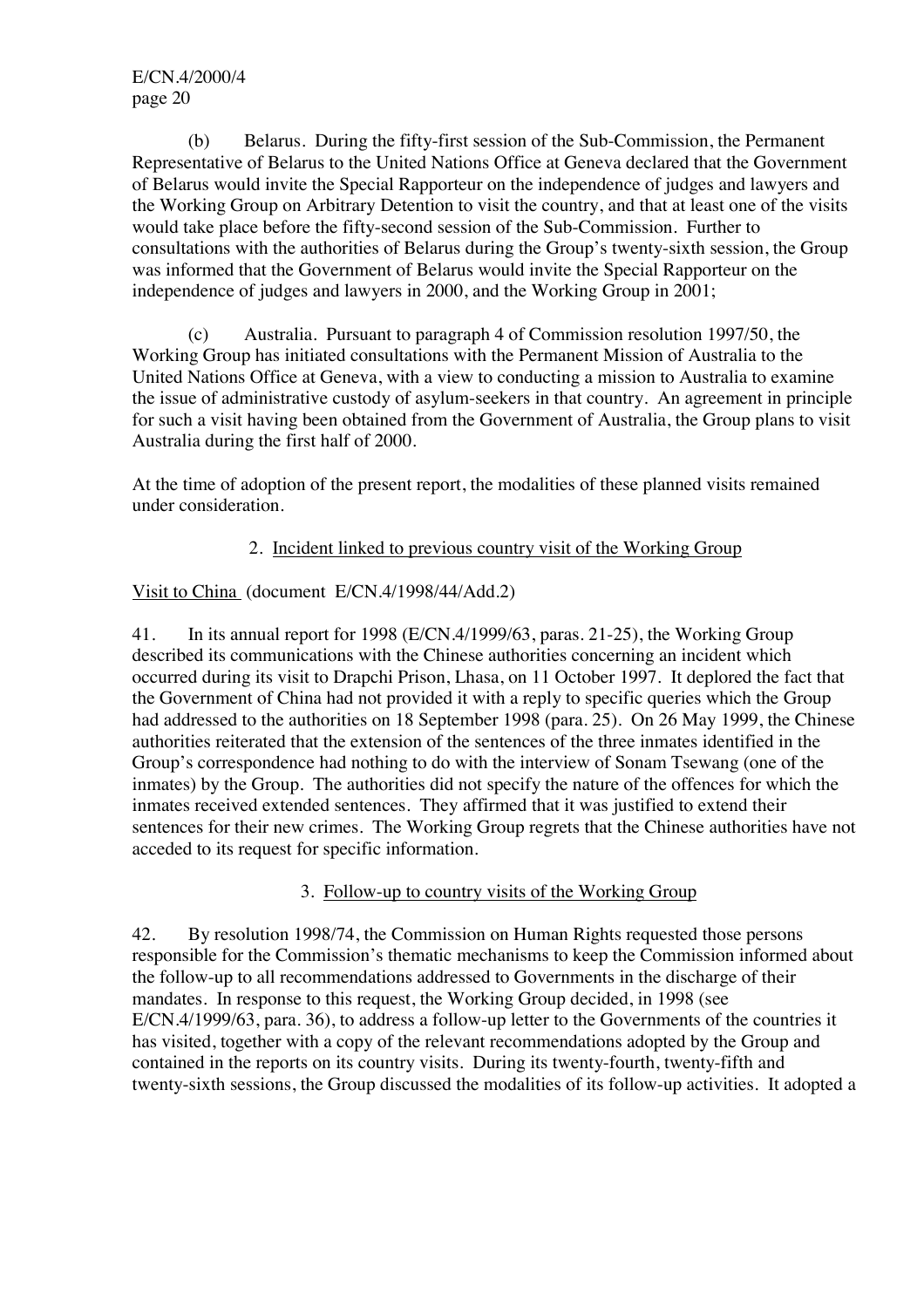(b) Belarus. During the fifty-first session of the Sub-Commission, the Permanent Representative of Belarus to the United Nations Office at Geneva declared that the Government of Belarus would invite the Special Rapporteur on the independence of judges and lawyers and the Working Group on Arbitrary Detention to visit the country, and that at least one of the visits would take place before the fifty-second session of the Sub-Commission. Further to consultations with the authorities of Belarus during the Group's twenty-sixth session, the Group was informed that the Government of Belarus would invite the Special Rapporteur on the independence of judges and lawyers in 2000, and the Working Group in 2001;

(c) Australia. Pursuant to paragraph 4 of Commission resolution 1997/50, the Working Group has initiated consultations with the Permanent Mission of Australia to the United Nations Office at Geneva, with a view to conducting a mission to Australia to examine the issue of administrative custody of asylum-seekers in that country. An agreement in principle for such a visit having been obtained from the Government of Australia, the Group plans to visit Australia during the first half of 2000.

At the time of adoption of the present report, the modalities of these planned visits remained under consideration.

### 2. Incident linked to previous country visit of the Working Group

Visit to China (document E/CN.4/1998/44/Add.2)

41. In its annual report for 1998 (E/CN.4/1999/63, paras. 21-25), the Working Group described its communications with the Chinese authorities concerning an incident which occurred during its visit to Drapchi Prison, Lhasa, on 11 October 1997. It deplored the fact that the Government of China had not provided it with a reply to specific queries which the Group had addressed to the authorities on 18 September 1998 (para. 25). On 26 May 1999, the Chinese authorities reiterated that the extension of the sentences of the three inmates identified in the Group's correspondence had nothing to do with the interview of Sonam Tsewang (one of the inmates) by the Group. The authorities did not specify the nature of the offences for which the inmates received extended sentences. They affirmed that it was justified to extend their sentences for their new crimes. The Working Group regrets that the Chinese authorities have not acceded to its request for specific information.

### 3. Follow-up to country visits of the Working Group

42. By resolution 1998/74, the Commission on Human Rights requested those persons responsible for the Commission's thematic mechanisms to keep the Commission informed about the follow-up to all recommendations addressed to Governments in the discharge of their mandates. In response to this request, the Working Group decided, in 1998 (see E/CN.4/1999/63, para. 36), to address a follow-up letter to the Governments of the countries it has visited, together with a copy of the relevant recommendations adopted by the Group and contained in the reports on its country visits. During its twenty-fourth, twenty-fifth and twenty-sixth sessions, the Group discussed the modalities of its follow-up activities. It adopted a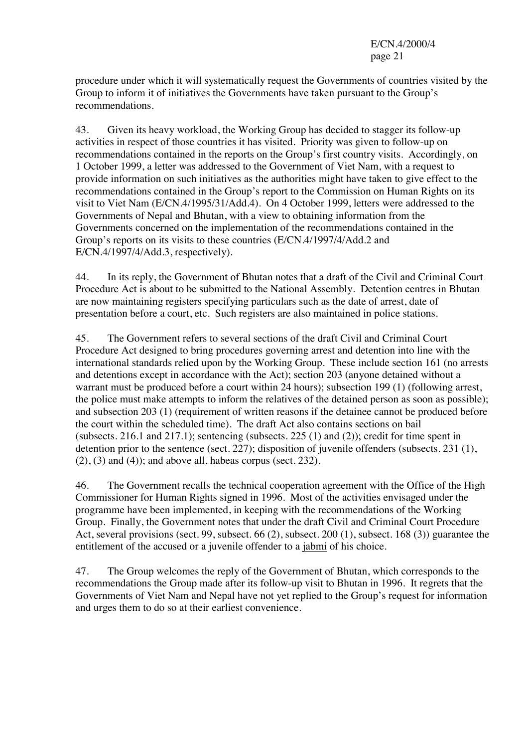procedure under which it will systematically request the Governments of countries visited by the Group to inform it of initiatives the Governments have taken pursuant to the Group's recommendations.

43. Given its heavy workload, the Working Group has decided to stagger its follow-up activities in respect of those countries it has visited. Priority was given to follow-up on recommendations contained in the reports on the Group's first country visits. Accordingly, on 1 October 1999, a letter was addressed to the Government of Viet Nam, with a request to provide information on such initiatives as the authorities might have taken to give effect to the recommendations contained in the Group's report to the Commission on Human Rights on its visit to Viet Nam (E/CN.4/1995/31/Add.4). On 4 October 1999, letters were addressed to the Governments of Nepal and Bhutan, with a view to obtaining information from the Governments concerned on the implementation of the recommendations contained in the Group's reports on its visits to these countries (E/CN.4/1997/4/Add.2 and E/CN.4/1997/4/Add.3, respectively).

44. In its reply, the Government of Bhutan notes that a draft of the Civil and Criminal Court Procedure Act is about to be submitted to the National Assembly. Detention centres in Bhutan are now maintaining registers specifying particulars such as the date of arrest, date of presentation before a court, etc. Such registers are also maintained in police stations.

45. The Government refers to several sections of the draft Civil and Criminal Court Procedure Act designed to bring procedures governing arrest and detention into line with the international standards relied upon by the Working Group. These include section 161 (no arrests and detentions except in accordance with the Act); section 203 (anyone detained without a warrant must be produced before a court within 24 hours); subsection 199 (1) (following arrest, the police must make attempts to inform the relatives of the detained person as soon as possible); and subsection 203 (1) (requirement of written reasons if the detainee cannot be produced before the court within the scheduled time). The draft Act also contains sections on bail (subsects. 216.1 and 217.1); sentencing (subsects. 225 (1) and (2)); credit for time spent in detention prior to the sentence (sect. 227); disposition of juvenile offenders (subsects. 231 (1), (2), (3) and (4)); and above all, habeas corpus (sect. 232).

46. The Government recalls the technical cooperation agreement with the Office of the High Commissioner for Human Rights signed in 1996. Most of the activities envisaged under the programme have been implemented, in keeping with the recommendations of the Working Group. Finally, the Government notes that under the draft Civil and Criminal Court Procedure Act, several provisions (sect. 99, subsect. 66 (2), subsect. 200 (1), subsect. 168 (3)) guarantee the entitlement of the accused or a juvenile offender to a <u>jabmi</u> of his choice.

47. The Group welcomes the reply of the Government of Bhutan, which corresponds to the recommendations the Group made after its follow-up visit to Bhutan in 1996. It regrets that the Governments of Viet Nam and Nepal have not yet replied to the Group's request for information and urges them to do so at their earliest convenience.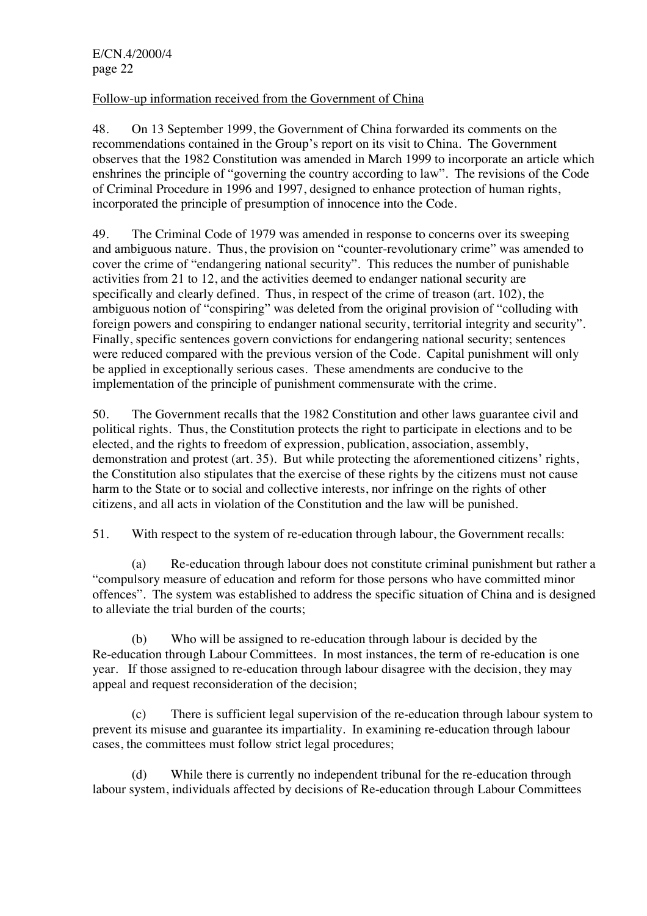Follow-up information received from the Government of China

48. On 13 September 1999, the Government of China forwarded its comments on the recommendations contained in the Group's report on its visit to China. The Government observes that the 1982 Constitution was amended in March 1999 to incorporate an article which enshrines the principle of "governing the country according to law". The revisions of the Code of Criminal Procedure in 1996 and 1997, designed to enhance protection of human rights, incorporated the principle of presumption of innocence into the Code.

49. The Criminal Code of 1979 was amended in response to concerns over its sweeping and ambiguous nature. Thus, the provision on "counter-revolutionary crime" was amended to cover the crime of "endangering national security". This reduces the number of punishable activities from 21 to 12, and the activities deemed to endanger national security are specifically and clearly defined. Thus, in respect of the crime of treason (art. 102), the ambiguous notion of "conspiring" was deleted from the original provision of "colluding with foreign powers and conspiring to endanger national security, territorial integrity and security". Finally, specific sentences govern convictions for endangering national security; sentences were reduced compared with the previous version of the Code. Capital punishment will only be applied in exceptionally serious cases. These amendments are conducive to the implementation of the principle of punishment commensurate with the crime.

50. The Government recalls that the 1982 Constitution and other laws guarantee civil and political rights. Thus, the Constitution protects the right to participate in elections and to be elected, and the rights to freedom of expression, publication, association, assembly, demonstration and protest (art. 35). But while protecting the aforementioned citizens' rights, the Constitution also stipulates that the exercise of these rights by the citizens must not cause harm to the State or to social and collective interests, nor infringe on the rights of other citizens, and all acts in violation of the Constitution and the law will be punished.

51. With respect to the system of re-education through labour, the Government recalls:

(a) Re-education through labour does not constitute criminal punishment but rather a "compulsory measure of education and reform for those persons who have committed minor offences". The system was established to address the specific situation of China and is designed to alleviate the trial burden of the courts;

(b) Who will be assigned to re-education through labour is decided by the Re-education through Labour Committees. In most instances, the term of re-education is one year. If those assigned to re-education through labour disagree with the decision, they may appeal and request reconsideration of the decision;

(c) There is sufficient legal supervision of the re-education through labour system to prevent its misuse and guarantee its impartiality. In examining re-education through labour cases, the committees must follow strict legal procedures;

(d) While there is currently no independent tribunal for the re-education through labour system, individuals affected by decisions of Re-education through Labour Committees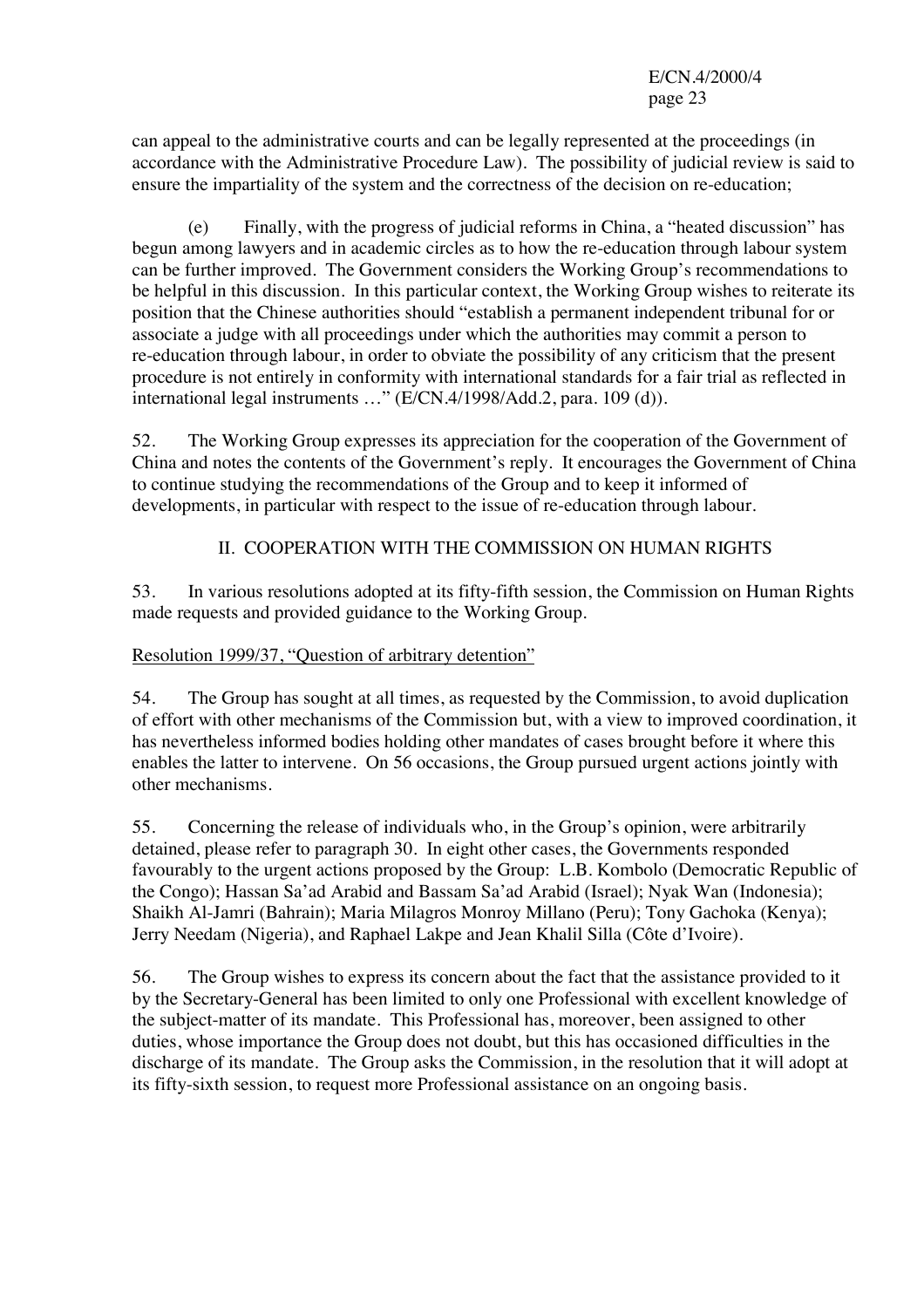can appeal to the administrative courts and can be legally represented at the proceedings (in accordance with the Administrative Procedure Law). The possibility of judicial review is said to ensure the impartiality of the system and the correctness of the decision on re-education;

(e) Finally, with the progress of judicial reforms in China, a "heated discussion" has begun among lawyers and in academic circles as to how the re-education through labour system can be further improved. The Government considers the Working Group's recommendations to be helpful in this discussion. In this particular context, the Working Group wishes to reiterate its position that the Chinese authorities should "establish a permanent independent tribunal for or associate a judge with all proceedings under which the authorities may commit a person to re-education through labour, in order to obviate the possibility of any criticism that the present procedure is not entirely in conformity with international standards for a fair trial as reflected in international legal instruments …" (E/CN.4/1998/Add.2, para. 109 (d)).

52. The Working Group expresses its appreciation for the cooperation of the Government of China and notes the contents of the Government's reply. It encourages the Government of China to continue studying the recommendations of the Group and to keep it informed of developments, in particular with respect to the issue of re-education through labour.

## II. COOPERATION WITH THE COMMISSION ON HUMAN RIGHTS

53. In various resolutions adopted at its fifty-fifth session, the Commission on Human Rights made requests and provided guidance to the Working Group.

Resolution 1999/37, "Question of arbitrary detention"

54. The Group has sought at all times, as requested by the Commission, to avoid duplication of effort with other mechanisms of the Commission but, with a view to improved coordination, it has nevertheless informed bodies holding other mandates of cases brought before it where this enables the latter to intervene. On 56 occasions, the Group pursued urgent actions jointly with other mechanisms.

55. Concerning the release of individuals who, in the Group's opinion, were arbitrarily detained, please refer to paragraph 30. In eight other cases, the Governments responded favourably to the urgent actions proposed by the Group: L.B. Kombolo (Democratic Republic of the Congo); Hassan Sa'ad Arabid and Bassam Sa'ad Arabid (Israel); Nyak Wan (Indonesia); Shaikh Al-Jamri (Bahrain); Maria Milagros Monroy Millano (Peru); Tony Gachoka (Kenya); Jerry Needam (Nigeria), and Raphael Lakpe and Jean Khalil Silla (Côte d'Ivoire).

56. The Group wishes to express its concern about the fact that the assistance provided to it by the Secretary-General has been limited to only one Professional with excellent knowledge of the subject-matter of its mandate. This Professional has, moreover, been assigned to other duties, whose importance the Group does not doubt, but this has occasioned difficulties in the discharge of its mandate. The Group asks the Commission, in the resolution that it will adopt at its fifty-sixth session, to request more Professional assistance on an ongoing basis.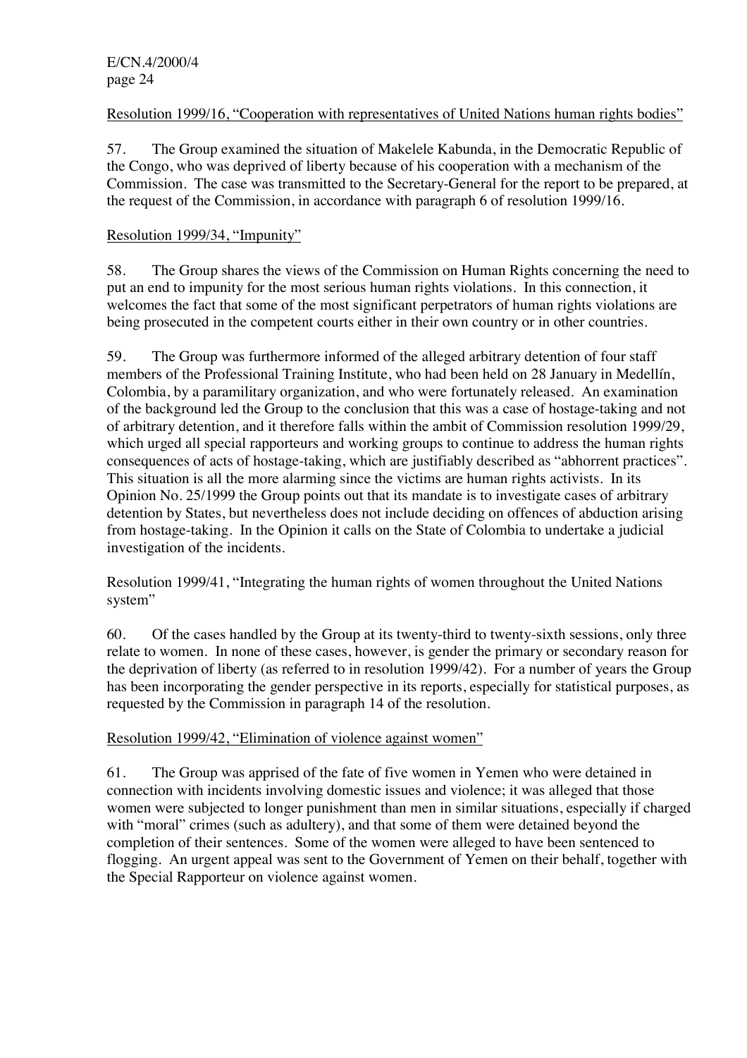Resolution 1999/16, "Cooperation with representatives of United Nations human rights bodies"

57. The Group examined the situation of Makelele Kabunda, in the Democratic Republic of the Congo, who was deprived of liberty because of his cooperation with a mechanism of the Commission. The case was transmitted to the Secretary-General for the report to be prepared, at the request of the Commission, in accordance with paragraph 6 of resolution 1999/16.

Resolution 1999/34, "Impunity"

58. The Group shares the views of the Commission on Human Rights concerning the need to put an end to impunity for the most serious human rights violations. In this connection, it welcomes the fact that some of the most significant perpetrators of human rights violations are being prosecuted in the competent courts either in their own country or in other countries.

59. The Group was furthermore informed of the alleged arbitrary detention of four staff members of the Professional Training Institute, who had been held on 28 January in Medellín, Colombia, by a paramilitary organization, and who were fortunately released. An examination of the background led the Group to the conclusion that this was a case of hostage-taking and not of arbitrary detention, and it therefore falls within the ambit of Commission resolution 1999/29, which urged all special rapporteurs and working groups to continue to address the human rights consequences of acts of hostage-taking, which are justifiably described as "abhorrent practices". This situation is all the more alarming since the victims are human rights activists. In its Opinion No. 25/1999 the Group points out that its mandate is to investigate cases of arbitrary detention by States, but nevertheless does not include deciding on offences of abduction arising from hostage-taking. In the Opinion it calls on the State of Colombia to undertake a judicial investigation of the incidents.

Resolution 1999/41, "Integrating the human rights of women throughout the United Nations system"

60. Of the cases handled by the Group at its twenty-third to twenty-sixth sessions, only three relate to women. In none of these cases, however, is gender the primary or secondary reason for the deprivation of liberty (as referred to in resolution 1999/42). For a number of years the Group has been incorporating the gender perspective in its reports, especially for statistical purposes, as requested by the Commission in paragraph 14 of the resolution.

Resolution 1999/42, "Elimination of violence against women"

61. The Group was apprised of the fate of five women in Yemen who were detained in connection with incidents involving domestic issues and violence; it was alleged that those women were subjected to longer punishment than men in similar situations, especially if charged with "moral" crimes (such as adultery), and that some of them were detained beyond the completion of their sentences. Some of the women were alleged to have been sentenced to flogging. An urgent appeal was sent to the Government of Yemen on their behalf, together with the Special Rapporteur on violence against women.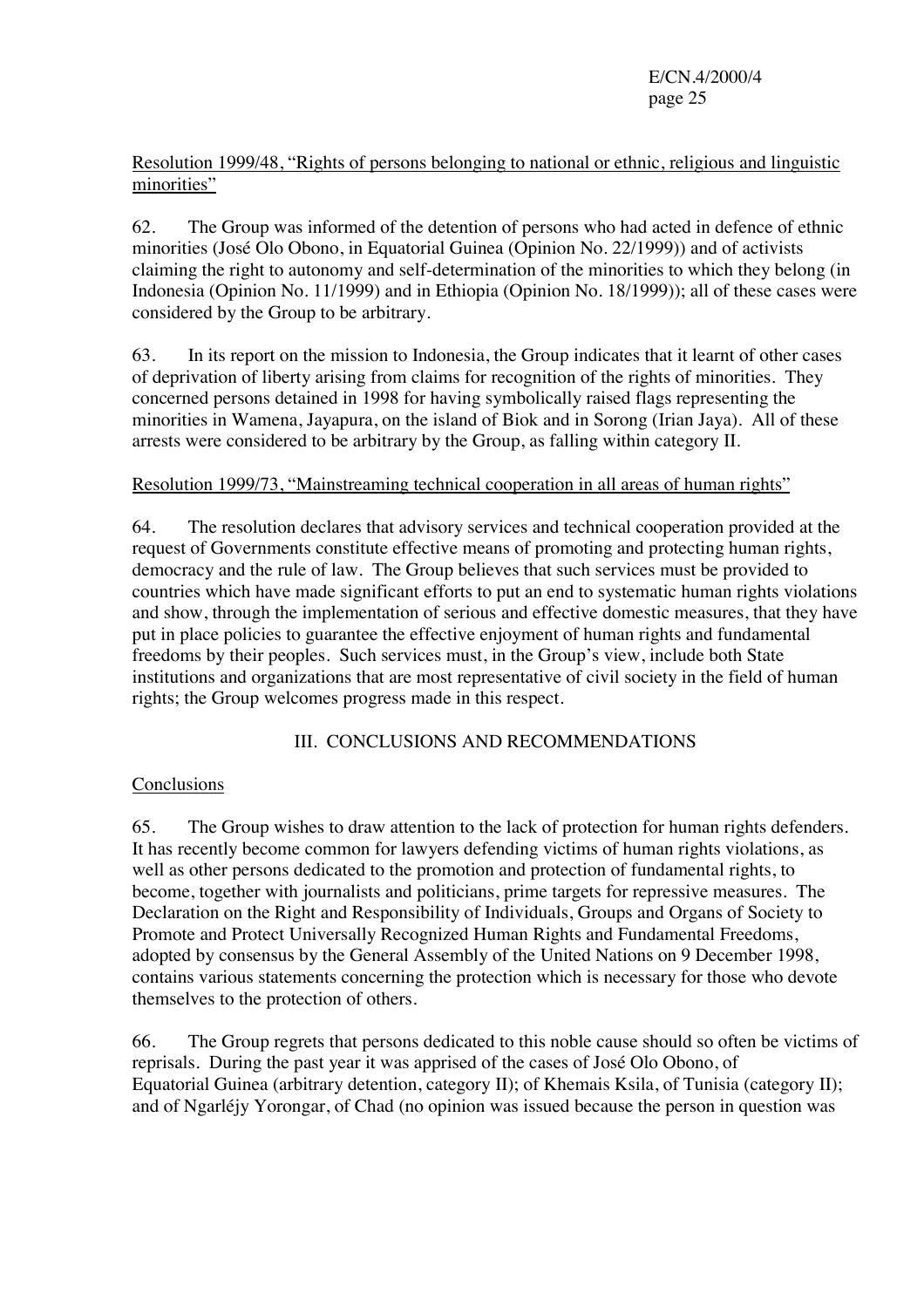Resolution 1999/48, "Rights of persons belonging to national or ethnic, religious and linguistic minorities"

62. The Group was informed of the detention of persons who had acted in defence of ethnic minorities (José Olo Obono, in Equatorial Guinea (Opinion No. 22/1999)) and of activists claiming the right to autonomy and self-determination of the minorities to which they belong (in Indonesia (Opinion No. 11/1999) and in Ethiopia (Opinion No. 18/1999)); all of these cases were considered by the Group to be arbitrary.

63. In its report on the mission to Indonesia, the Group indicates that it learnt of other cases of deprivation of liberty arising from claims for recognition of the rights of minorities. They concerned persons detained in 1998 for having symbolically raised flags representing the minorities in Wamena, Jayapura, on the island of Biok and in Sorong (Irian Jaya). All of these arrests were considered to be arbitrary by the Group, as falling within category II.

Resolution 1999/73, "Mainstreaming technical cooperation in all areas of human rights"

64. The resolution declares that advisory services and technical cooperation provided at the request of Governments constitute effective means of promoting and protecting human rights, democracy and the rule of law. The Group believes that such services must be provided to countries which have made significant efforts to put an end to systematic human rights violations and show, through the implementation of serious and effective domestic measures, that they have put in place policies to guarantee the effective enjoyment of human rights and fundamental freedoms by their peoples. Such services must, in the Group's view, include both State institutions and organizations that are most representative of civil society in the field of human rights; the Group welcomes progress made in this respect.

## III. CONCLUSIONS AND RECOMMENDATIONS

### Conclusions

65. The Group wishes to draw attention to the lack of protection for human rights defenders. It has recently become common for lawyers defending victims of human rights violations, as well as other persons dedicated to the promotion and protection of fundamental rights, to become, together with journalists and politicians, prime targets for repressive measures. The Declaration on the Right and Responsibility of Individuals, Groups and Organs of Society to Promote and Protect Universally Recognized Human Rights and Fundamental Freedoms, adopted by consensus by the General Assembly of the United Nations on 9 December 1998, contains various statements concerning the protection which is necessary for those who devote themselves to the protection of others.

66. The Group regrets that persons dedicated to this noble cause should so often be victims of reprisals. During the past year it was apprised of the cases of José Olo Obono, of Equatorial Guinea (arbitrary detention, category II); of Khemais Ksila, of Tunisia (category II); and of Ngarléjy Yorongar, of Chad (no opinion was issued because the person in question was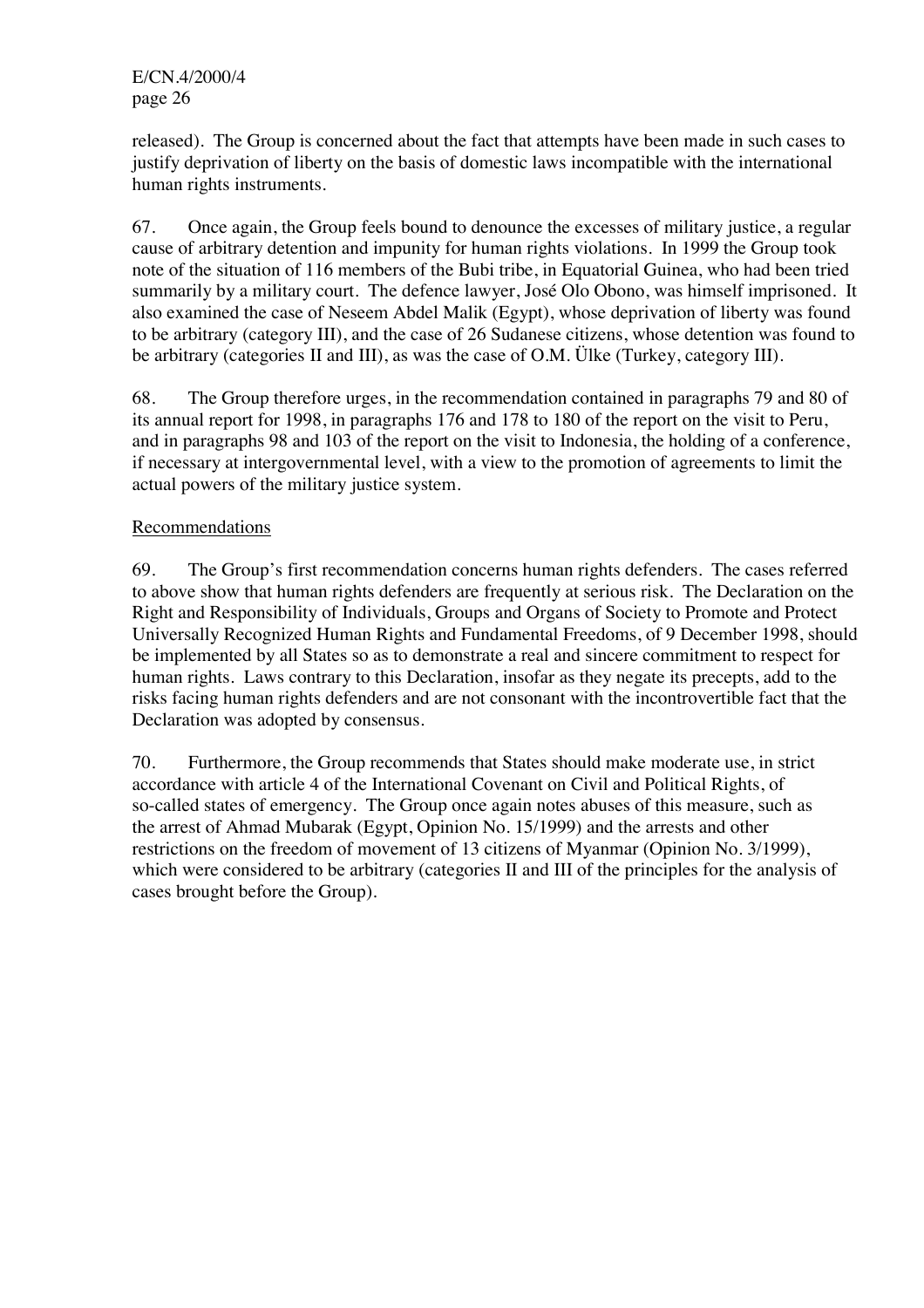released). The Group is concerned about the fact that attempts have been made in such cases to justify deprivation of liberty on the basis of domestic laws incompatible with the international human rights instruments.

67. Once again, the Group feels bound to denounce the excesses of military justice, a regular cause of arbitrary detention and impunity for human rights violations. In 1999 the Group took note of the situation of 116 members of the Bubi tribe, in Equatorial Guinea, who had been tried summarily by a military court. The defence lawyer, José Olo Obono, was himself imprisoned. It also examined the case of Neseem Abdel Malik (Egypt), whose deprivation of liberty was found to be arbitrary (category III), and the case of 26 Sudanese citizens, whose detention was found to be arbitrary (categories II and III), as was the case of O.M. Ülke (Turkey, category III).

68. The Group therefore urges, in the recommendation contained in paragraphs 79 and 80 of its annual report for 1998, in paragraphs 176 and 178 to 180 of the report on the visit to Peru, and in paragraphs 98 and 103 of the report on the visit to Indonesia, the holding of a conference, if necessary at intergovernmental level, with a view to the promotion of agreements to limit the actual powers of the military justice system.

## Recommendations

69. The Group's first recommendation concerns human rights defenders. The cases referred to above show that human rights defenders are frequently at serious risk. The Declaration on the Right and Responsibility of Individuals, Groups and Organs of Society to Promote and Protect Universally Recognized Human Rights and Fundamental Freedoms, of 9 December 1998, should be implemented by all States so as to demonstrate a real and sincere commitment to respect for human rights. Laws contrary to this Declaration, insofar as they negate its precepts, add to the risks facing human rights defenders and are not consonant with the incontrovertible fact that the Declaration was adopted by consensus.

70. Furthermore, the Group recommends that States should make moderate use, in strict accordance with article 4 of the International Covenant on Civil and Political Rights, of so-called states of emergency. The Group once again notes abuses of this measure, such as the arrest of Ahmad Mubarak (Egypt, Opinion No. 15/1999) and the arrests and other restrictions on the freedom of movement of 13 citizens of Myanmar (Opinion No. 3/1999), which were considered to be arbitrary (categories II and III of the principles for the analysis of cases brought before the Group).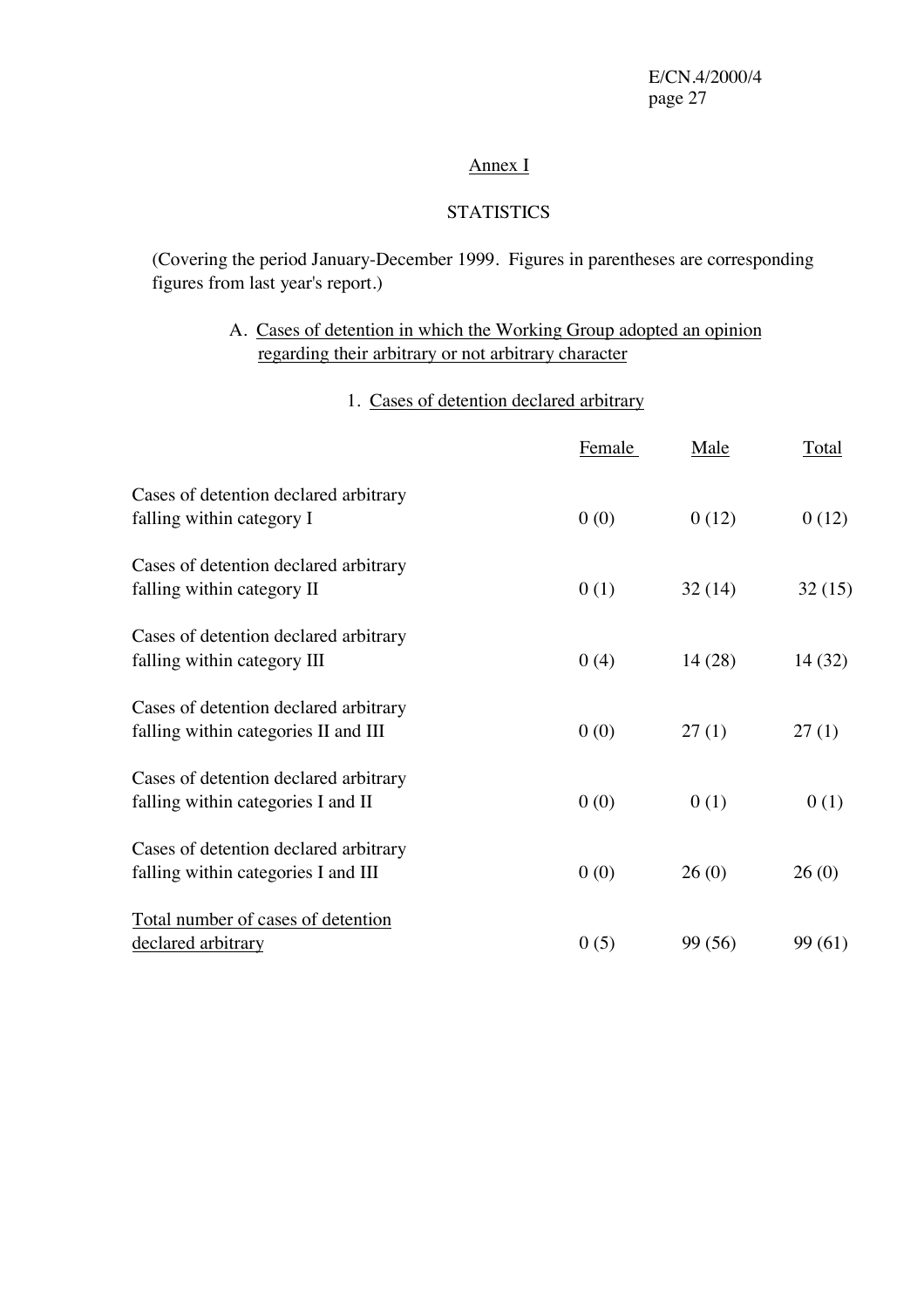# Annex I

## STATISTICS

(Covering the period January-December 1999. Figures in parentheses are corresponding figures from last year's report.)

### A. Cases of detention in which the Working Group adopted an opinion regarding their arbitrary or not arbitrary character

#### 1. Cases of detention declared arbitrary

| | Female | Male | Total |
|---|---|---|---|
| Cases of detention declared arbitrary falling within category I | 0 (0) | 0 (12) | 0 (12) |
| Cases of detention declared arbitrary falling within category II | 0 (1) | 32 (14) | 32 (15) |
| Cases of detention declared arbitrary falling within category III | 0 (4) | 14 (28) | 14 (32) |
| Cases of detention declared arbitrary falling within categories II and III | 0 (0) | 27 (1) | 27 (1) |
| Cases of detention declared arbitrary falling within categories I and II | 0 (0) | 0 (1) | 0 (1) |
| Cases of detention declared arbitrary falling within categories I and III | 0 (0) | 26 (0) | 26 (0) |
| Total number of cases of detention declared arbitrary | 0 (5) | 99 (56) | 99 (61) |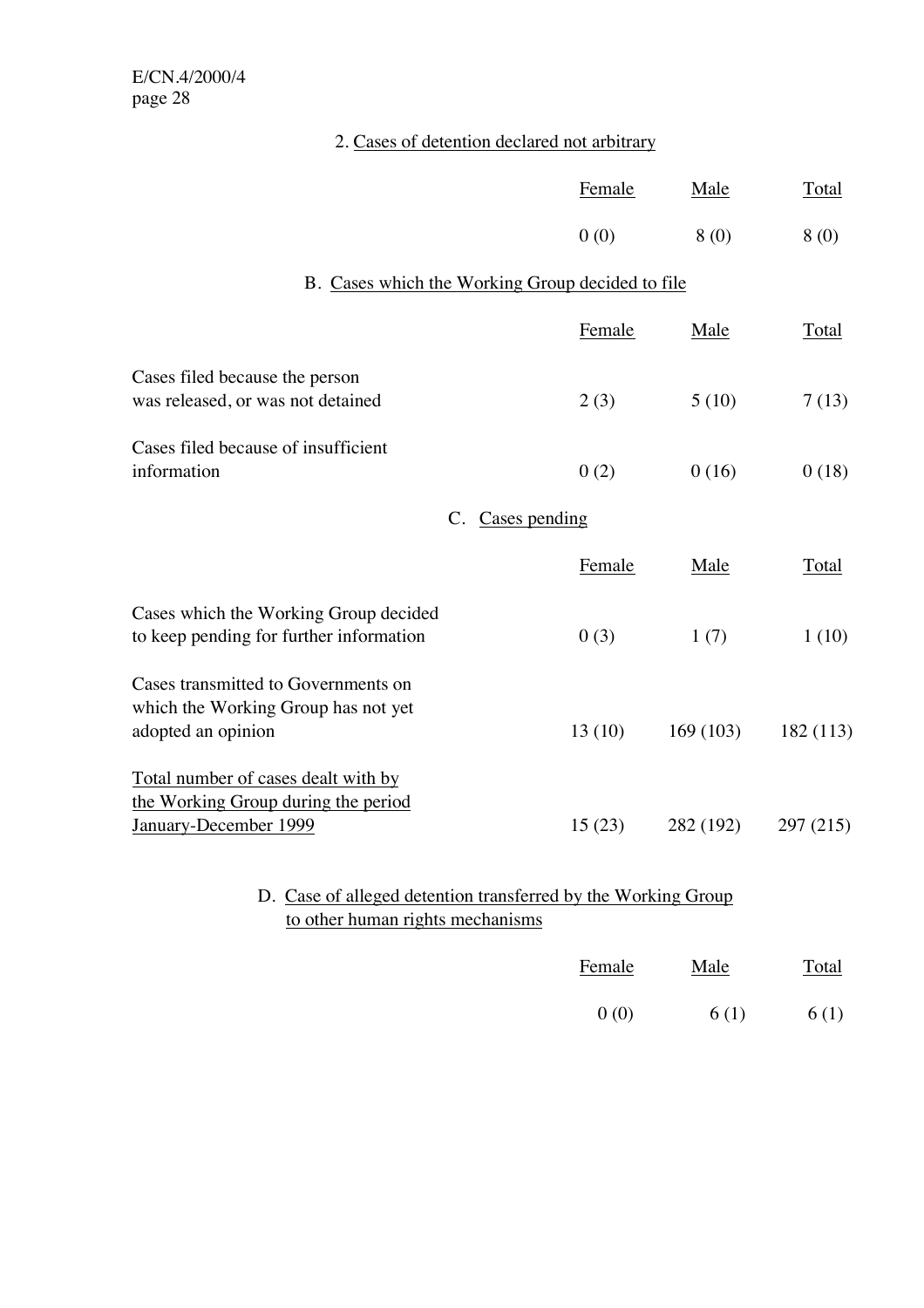2. Cases of detention declared not arbitrary

| | Female | Male | Total |
|---|---|---|---|
| | 0 (0) | 8 (0) | 8 (0) |

### B. Cases which the Working Group decided to file

| | Female | Male | Total |
|---|---|---|---|
| Cases filed because the person was released, or was not detained | 2 (3) | 5 (10) | 7 (13) |
| Cases filed because of insufficient information | 0 (2) | 0 (16) | 0 (18) |

### C. Cases pending

| | Female | Male | Total |
|---|---|---|---|
| Cases which the Working Group decided to keep pending for further information | 0 (3) | 1 (7) | 1 (10) |
| Cases transmitted to Governments on which the Working Group has not yet adopted an opinion | 13 (10) | 169 (103) | 182 (113) |
| Total number of cases dealt with by the Working Group during the period January-December 1999 | 15 (23) | 282 (192) | 297 (215) |

### D. Case of alleged detention transferred by the Working Group to other human rights mechanisms

| | Female | Male | Total |
|---|---|---|---|
| | 0 (0) | 6 (1) | 6 (1) |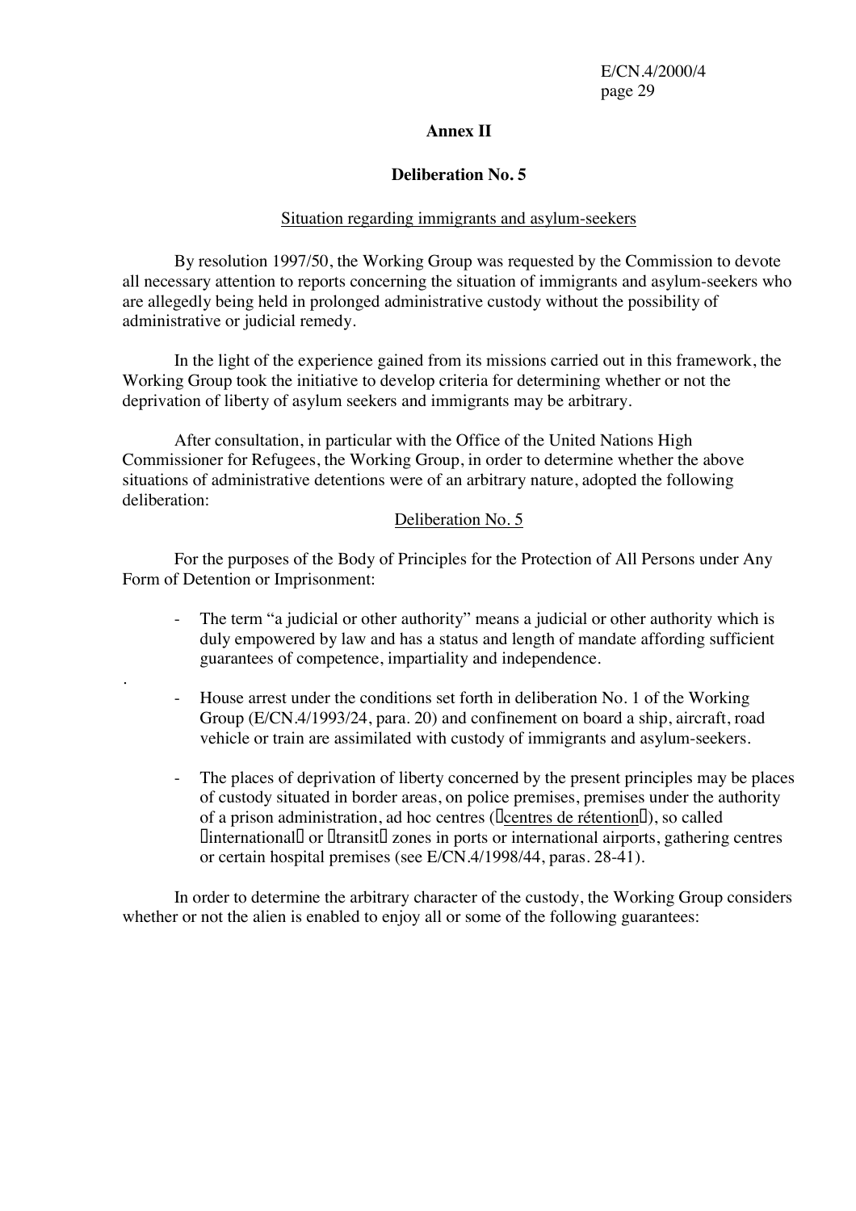## Annex II

## Deliberation No. 5

Situation regarding immigrants and asylum-seekers

By resolution 1997/50, the Working Group was requested by the Commission to devote all necessary attention to reports concerning the situation of immigrants and asylum-seekers who are allegedly being held in prolonged administrative custody without the possibility of administrative or judicial remedy.

In the light of the experience gained from its missions carried out in this framework, the Working Group took the initiative to develop criteria for determining whether or not the deprivation of liberty of asylum seekers and immigrants may be arbitrary.

After consultation, in particular with the Office of the United Nations High Commissioner for Refugees, the Working Group, in order to determine whether the above situations of administrative detentions were of an arbitrary nature, adopted the following deliberation:

Deliberation No. 5

For the purposes of the Body of Principles for the Protection of All Persons under Any Form of Detention or Imprisonment:

- The term "a judicial or other authority" means a judicial or other authority which is duly empowered by law and has a status and length of mandate affording sufficient guarantees of competence, impartiality and independence.

- House arrest under the conditions set forth in deliberation No. 1 of the Working Group (E/CN.4/1993/24, para. 20) and confinement on board a ship, aircraft, road vehicle or train are assimilated with custody of immigrants and asylum-seekers.

- The places of deprivation of liberty concerned by the present principles may be places of custody situated in border areas, on police premises, premises under the authority of a prison administration, ad hoc centres ("centres de rétention"), so called "international" or "transit" zones in ports or international airports, gathering centres or certain hospital premises (see E/CN.4/1998/44, paras. 28-41).

In order to determine the arbitrary character of the custody, the Working Group considers whether or not the alien is enabled to enjoy all or some of the following guarantees: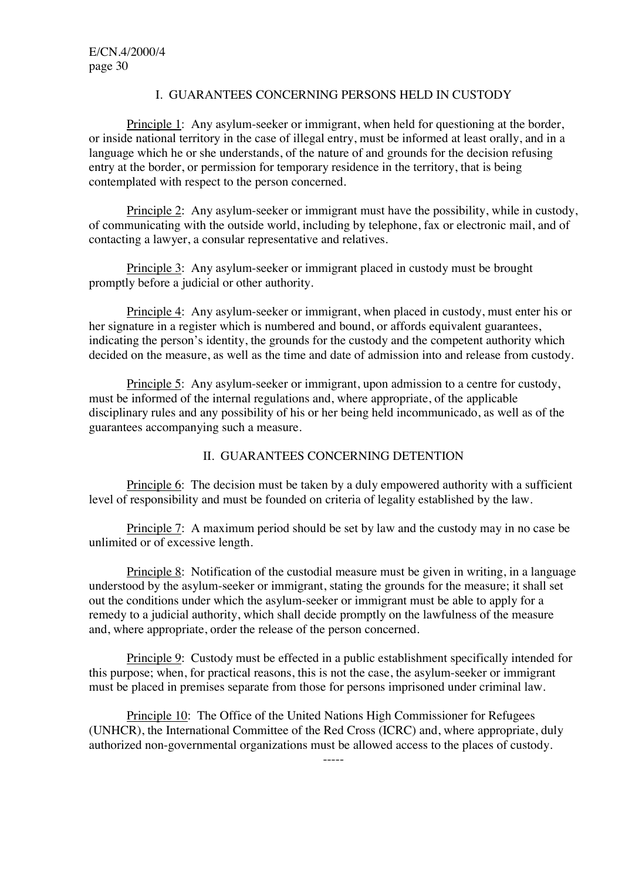## I. GUARANTEES CONCERNING PERSONS HELD IN CUSTODY

Principle 1: Any asylum-seeker or immigrant, when held for questioning at the border, or inside national territory in the case of illegal entry, must be informed at least orally, and in a language which he or she understands, of the nature of and grounds for the decision refusing entry at the border, or permission for temporary residence in the territory, that is being contemplated with respect to the person concerned.

Principle 2: Any asylum-seeker or immigrant must have the possibility, while in custody, of communicating with the outside world, including by telephone, fax or electronic mail, and of contacting a lawyer, a consular representative and relatives.

Principle 3: Any asylum-seeker or immigrant placed in custody must be brought promptly before a judicial or other authority.

Principle 4: Any asylum-seeker or immigrant, when placed in custody, must enter his or her signature in a register which is numbered and bound, or affords equivalent guarantees, indicating the person's identity, the grounds for the custody and the competent authority which decided on the measure, as well as the time and date of admission into and release from custody.

Principle 5: Any asylum-seeker or immigrant, upon admission to a centre for custody, must be informed of the internal regulations and, where appropriate, of the applicable disciplinary rules and any possibility of his or her being held incommunicado, as well as of the guarantees accompanying such a measure.

## II. GUARANTEES CONCERNING DETENTION

Principle 6: The decision must be taken by a duly empowered authority with a sufficient level of responsibility and must be founded on criteria of legality established by the law.

Principle 7: A maximum period should be set by law and the custody may in no case be unlimited or of excessive length.

Principle 8: Notification of the custodial measure must be given in writing, in a language understood by the asylum-seeker or immigrant, stating the grounds for the measure; it shall set out the conditions under which the asylum-seeker or immigrant must be able to apply for a remedy to a judicial authority, which shall decide promptly on the lawfulness of the measure and, where appropriate, order the release of the person concerned.

Principle 9: Custody must be effected in a public establishment specifically intended for this purpose; when, for practical reasons, this is not the case, the asylum-seeker or immigrant must be placed in premises separate from those for persons imprisoned under criminal law.

Principle 10: The Office of the United Nations High Commissioner for Refugees (UNHCR), the International Committee of the Red Cross (ICRC) and, where appropriate, duly authorized non-governmental organizations must be allowed access to the places of custody.

-----